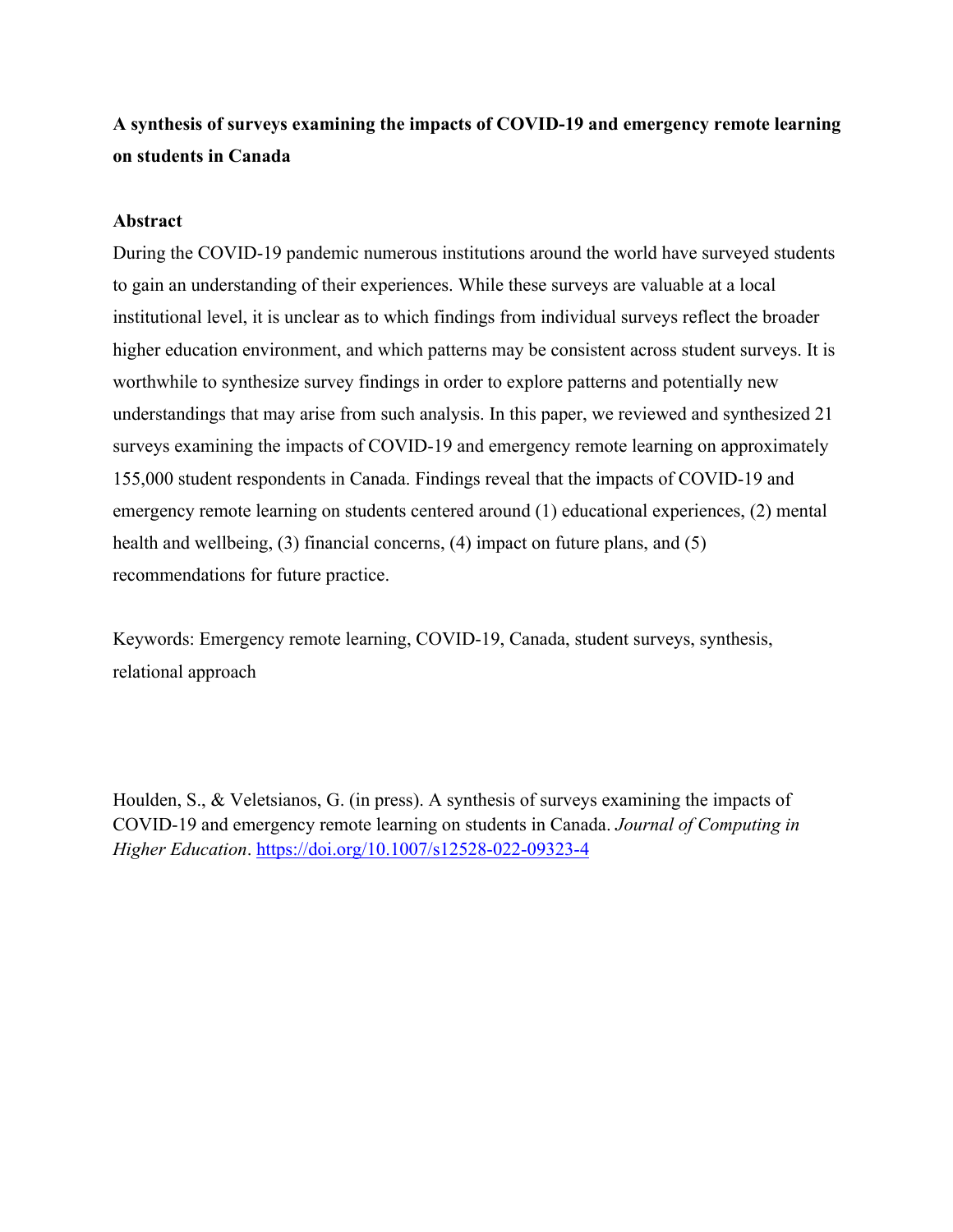# A synthesis of surveys examining the impacts of COVID-19 and emergency remote learning on students in Canada

## Abstract

During the COVID-19 pandemic numerous institutions around the world have surveyed students to gain an understanding of their experiences. While these surveys are valuable at a local institutional level, it is unclear as to which findings from individual surveys reflect the broader higher education environment, and which patterns may be consistent across student surveys. It is worthwhile to synthesize survey findings in order to explore patterns and potentially new understandings that may arise from such analysis. In this paper, we reviewed and synthesized 21 surveys examining the impacts of COVID-19 and emergency remote learning on approximately 155,000 student respondents in Canada. Findings reveal that the impacts of COVID-19 and emergency remote learning on students centered around (1) educational experiences, (2) mental health and wellbeing, (3) financial concerns, (4) impact on future plans, and (5) recommendations for future practice.

Keywords: Emergency remote learning, COVID-19, Canada, student surveys, synthesis, relational approach

Houlden, S., & Veletsianos, G. (in press). A synthesis of surveys examining the impacts of COVID-19 and emergency remote learning on students in Canada. *Journal of Computing in Higher Education*. https://doi.org/10.1007/s12528-022-09323-4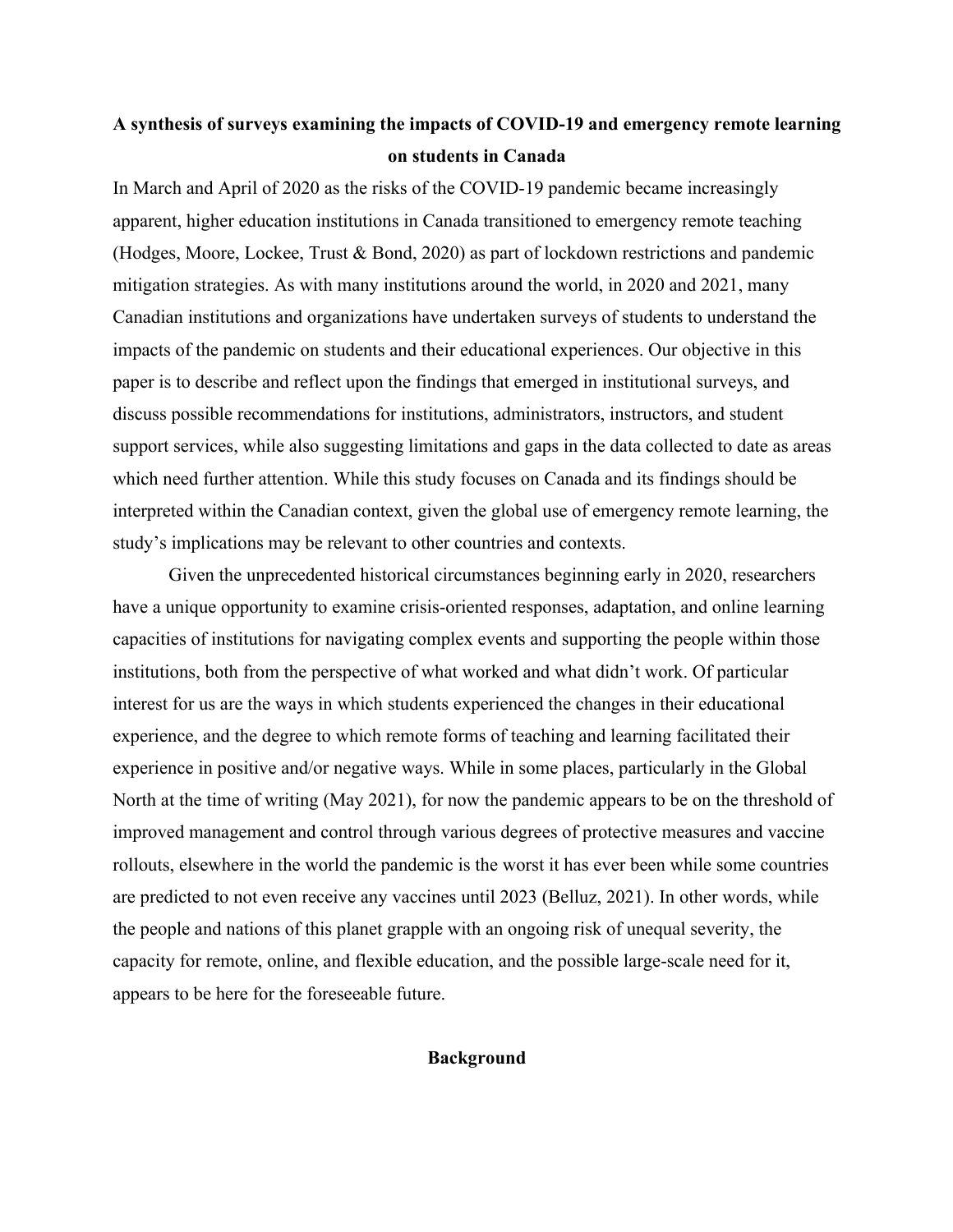# A synthesis of surveys examining the impacts of COVID-19 and emergency remote learning on students in Canada

In March and April of 2020 as the risks of the COVID-19 pandemic became increasingly apparent, higher education institutions in Canada transitioned to emergency remote teaching (Hodges, Moore, Lockee, Trust & Bond, 2020) as part of lockdown restrictions and pandemic mitigation strategies. As with many institutions around the world, in 2020 and 2021, many Canadian institutions and organizations have undertaken surveys of students to understand the impacts of the pandemic on students and their educational experiences. Our objective in this paper is to describe and reflect upon the findings that emerged in institutional surveys, and discuss possible recommendations for institutions, administrators, instructors, and student support services, while also suggesting limitations and gaps in the data collected to date as areas which need further attention. While this study focuses on Canada and its findings should be interpreted within the Canadian context, given the global use of emergency remote learning, the study's implications may be relevant to other countries and contexts.

Given the unprecedented historical circumstances beginning early in 2020, researchers have a unique opportunity to examine crisis-oriented responses, adaptation, and online learning capacities of institutions for navigating complex events and supporting the people within those institutions, both from the perspective of what worked and what didn't work. Of particular interest for us are the ways in which students experienced the changes in their educational experience, and the degree to which remote forms of teaching and learning facilitated their experience in positive and/or negative ways. While in some places, particularly in the Global North at the time of writing (May 2021), for now the pandemic appears to be on the threshold of improved management and control through various degrees of protective measures and vaccine rollouts, elsewhere in the world the pandemic is the worst it has ever been while some countries are predicted to not even receive any vaccines until 2023 (Belluz, 2021). In other words, while the people and nations of this planet grapple with an ongoing risk of unequal severity, the capacity for remote, online, and flexible education, and the possible large-scale need for it, appears to be here for the foreseeable future.

## Background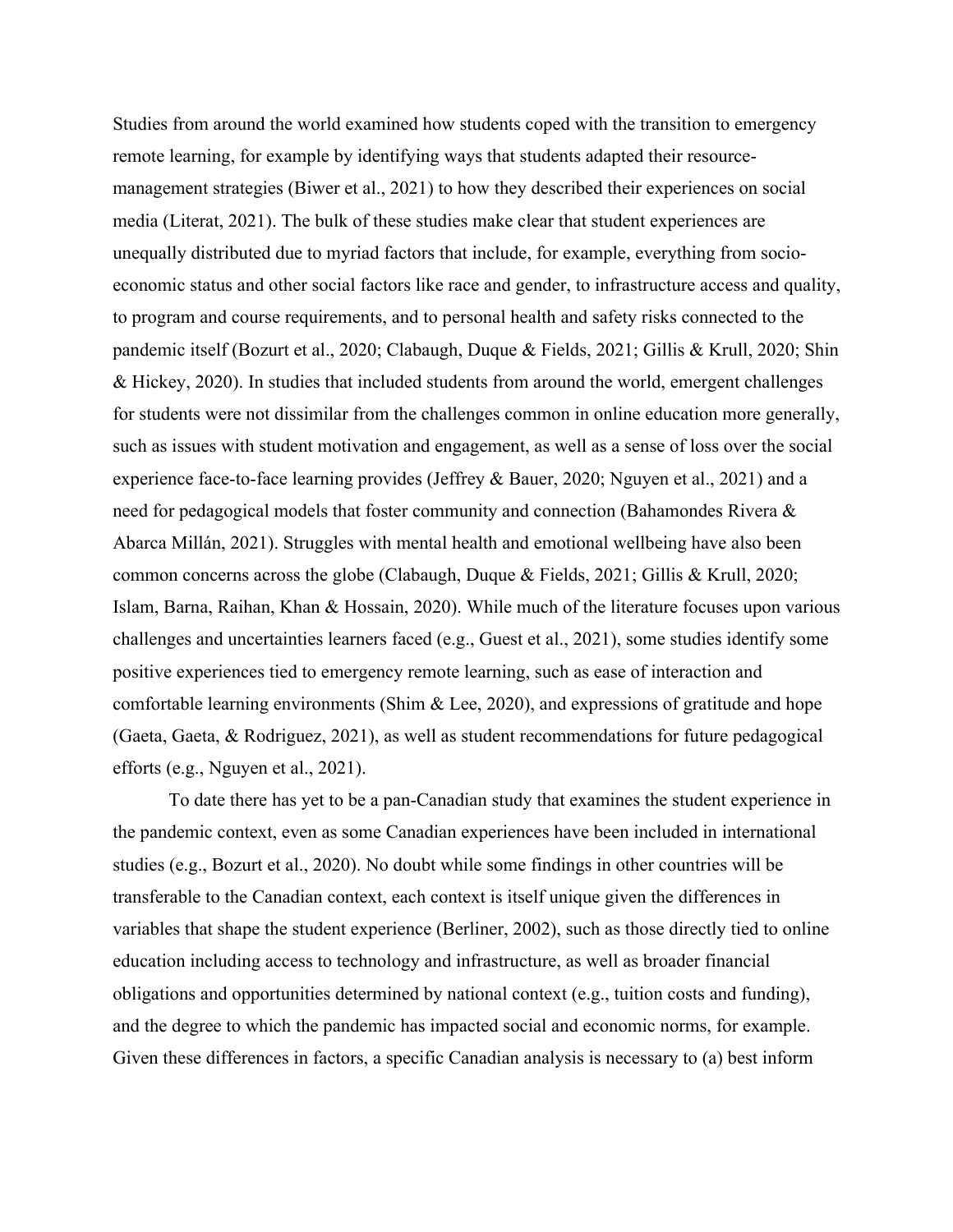Studies from around the world examined how students coped with the transition to emergency remote learning, for example by identifying ways that students adapted their resource-management strategies (Biwer et al., 2021) to how they described their experiences on social media (Literat, 2021). The bulk of these studies make clear that student experiences are unequally distributed due to myriad factors that include, for example, everything from socio-economic status and other social factors like race and gender, to infrastructure access and quality, to program and course requirements, and to personal health and safety risks connected to the pandemic itself (Bozurt et al., 2020; Clabaugh, Duque & Fields, 2021; Gillis & Krull, 2020; Shin & Hickey, 2020). In studies that included students from around the world, emergent challenges for students were not dissimilar from the challenges common in online education more generally, such as issues with student motivation and engagement, as well as a sense of loss over the social experience face-to-face learning provides (Jeffrey & Bauer, 2020; Nguyen et al., 2021) and a need for pedagogical models that foster community and connection (Bahamondes Rivera & Abarca Millán, 2021). Struggles with mental health and emotional wellbeing have also been common concerns across the globe (Clabaugh, Duque & Fields, 2021; Gillis & Krull, 2020; Islam, Barna, Raihan, Khan & Hossain, 2020). While much of the literature focuses upon various challenges and uncertainties learners faced (e.g., Guest et al., 2021), some studies identify some positive experiences tied to emergency remote learning, such as ease of interaction and comfortable learning environments (Shim & Lee, 2020), and expressions of gratitude and hope (Gaeta, Gaeta, & Rodriguez, 2021), as well as student recommendations for future pedagogical efforts (e.g., Nguyen et al., 2021).

To date there has yet to be a pan-Canadian study that examines the student experience in the pandemic context, even as some Canadian experiences have been included in international studies (e.g., Bozurt et al., 2020). No doubt while some findings in other countries will be transferable to the Canadian context, each context is itself unique given the differences in variables that shape the student experience (Berliner, 2002), such as those directly tied to online education including access to technology and infrastructure, as well as broader financial obligations and opportunities determined by national context (e.g., tuition costs and funding), and the degree to which the pandemic has impacted social and economic norms, for example. Given these differences in factors, a specific Canadian analysis is necessary to (a) best inform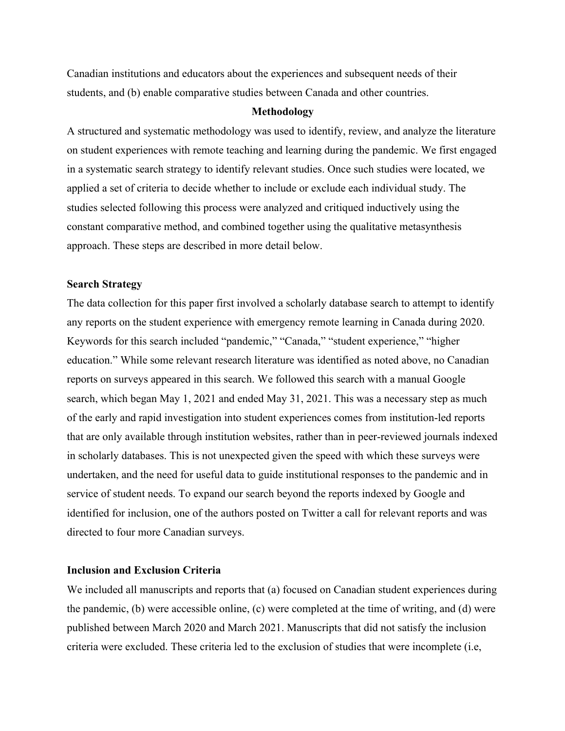Canadian institutions and educators about the experiences and subsequent needs of their students, and (b) enable comparative studies between Canada and other countries.

## Methodology

A structured and systematic methodology was used to identify, review, and analyze the literature on student experiences with remote teaching and learning during the pandemic. We first engaged in a systematic search strategy to identify relevant studies. Once such studies were located, we applied a set of criteria to decide whether to include or exclude each individual study. The studies selected following this process were analyzed and critiqued inductively using the constant comparative method, and combined together using the qualitative metasynthesis approach. These steps are described in more detail below.

### Search Strategy

The data collection for this paper first involved a scholarly database search to attempt to identify any reports on the student experience with emergency remote learning in Canada during 2020. Keywords for this search included "pandemic," "Canada," "student experience," "higher education." While some relevant research literature was identified as noted above, no Canadian reports on surveys appeared in this search. We followed this search with a manual Google search, which began May 1, 2021 and ended May 31, 2021. This was a necessary step as much of the early and rapid investigation into student experiences comes from institution-led reports that are only available through institution websites, rather than in peer-reviewed journals indexed in scholarly databases. This is not unexpected given the speed with which these surveys were undertaken, and the need for useful data to guide institutional responses to the pandemic and in service of student needs. To expand our search beyond the reports indexed by Google and identified for inclusion, one of the authors posted on Twitter a call for relevant reports and was directed to four more Canadian surveys.

### Inclusion and Exclusion Criteria

We included all manuscripts and reports that (a) focused on Canadian student experiences during the pandemic, (b) were accessible online, (c) were completed at the time of writing, and (d) were published between March 2020 and March 2021. Manuscripts that did not satisfy the inclusion criteria were excluded. These criteria led to the exclusion of studies that were incomplete (i.e,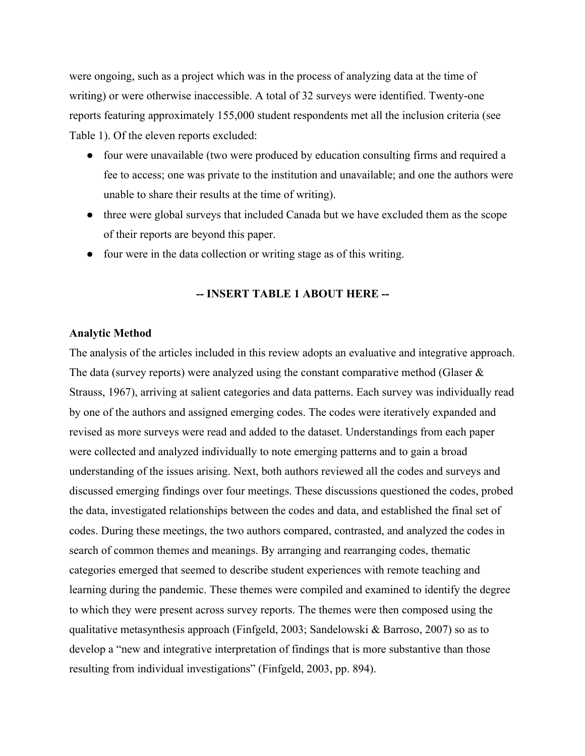were ongoing, such as a project which was in the process of analyzing data at the time of writing) or were otherwise inaccessible. A total of 32 surveys were identified. Twenty-one reports featuring approximately 155,000 student respondents met all the inclusion criteria (see Table 1). Of the eleven reports excluded:

- four were unavailable (two were produced by education consulting firms and required a fee to access; one was private to the institution and unavailable; and one the authors were unable to share their results at the time of writing).
- three were global surveys that included Canada but we have excluded them as the scope of their reports are beyond this paper.
- four were in the data collection or writing stage as of this writing.

**-- INSERT TABLE 1 ABOUT HERE --**

**Analytic Method**

The analysis of the articles included in this review adopts an evaluative and integrative approach. The data (survey reports) were analyzed using the constant comparative method (Glaser & Strauss, 1967), arriving at salient categories and data patterns. Each survey was individually read by one of the authors and assigned emerging codes. The codes were iteratively expanded and revised as more surveys were read and added to the dataset. Understandings from each paper were collected and analyzed individually to note emerging patterns and to gain a broad understanding of the issues arising. Next, both authors reviewed all the codes and surveys and discussed emerging findings over four meetings. These discussions questioned the codes, probed the data, investigated relationships between the codes and data, and established the final set of codes. During these meetings, the two authors compared, contrasted, and analyzed the codes in search of common themes and meanings. By arranging and rearranging codes, thematic categories emerged that seemed to describe student experiences with remote teaching and learning during the pandemic. These themes were compiled and examined to identify the degree to which they were present across survey reports. The themes were then composed using the qualitative metasynthesis approach (Finfgeld, 2003; Sandelowski & Barroso, 2007) so as to develop a "new and integrative interpretation of findings that is more substantive than those resulting from individual investigations" (Finfgeld, 2003, pp. 894).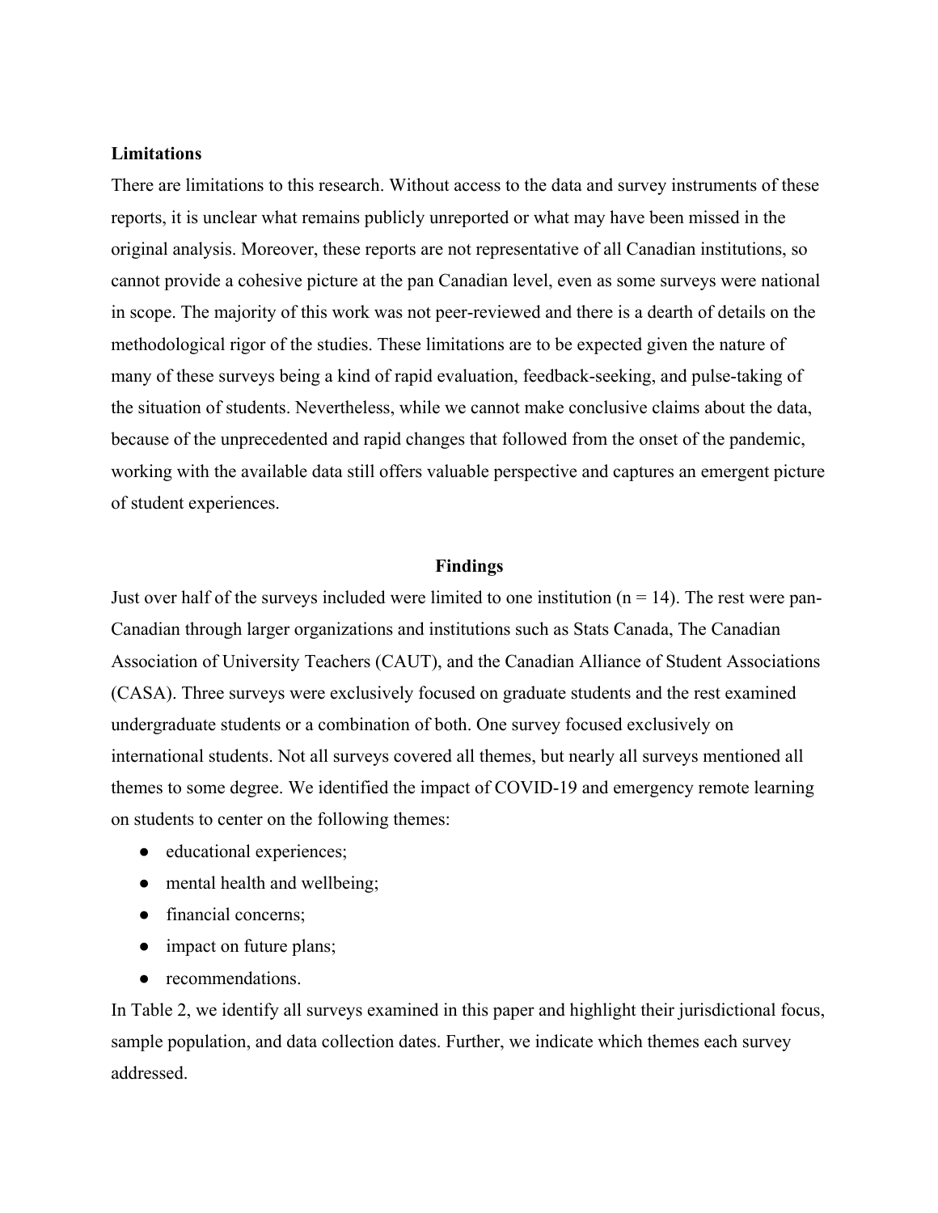**Limitations**

There are limitations to this research. Without access to the data and survey instruments of these reports, it is unclear what remains publicly unreported or what may have been missed in the original analysis. Moreover, these reports are not representative of all Canadian institutions, so cannot provide a cohesive picture at the pan Canadian level, even as some surveys were national in scope. The majority of this work was not peer-reviewed and there is a dearth of details on the methodological rigor of the studies. These limitations are to be expected given the nature of many of these surveys being a kind of rapid evaluation, feedback-seeking, and pulse-taking of the situation of students. Nevertheless, while we cannot make conclusive claims about the data, because of the unprecedented and rapid changes that followed from the onset of the pandemic, working with the available data still offers valuable perspective and captures an emergent picture of student experiences.

## Findings

Just over half of the surveys included were limited to one institution (n = 14). The rest were pan-Canadian through larger organizations and institutions such as Stats Canada, The Canadian Association of University Teachers (CAUT), and the Canadian Alliance of Student Associations (CASA). Three surveys were exclusively focused on graduate students and the rest examined undergraduate students or a combination of both. One survey focused exclusively on international students. Not all surveys covered all themes, but nearly all surveys mentioned all themes to some degree. We identified the impact of COVID-19 and emergency remote learning on students to center on the following themes:

- educational experiences;
- mental health and wellbeing;
- financial concerns;
- impact on future plans;
- recommendations.

In Table 2, we identify all surveys examined in this paper and highlight their jurisdictional focus, sample population, and data collection dates. Further, we indicate which themes each survey addressed.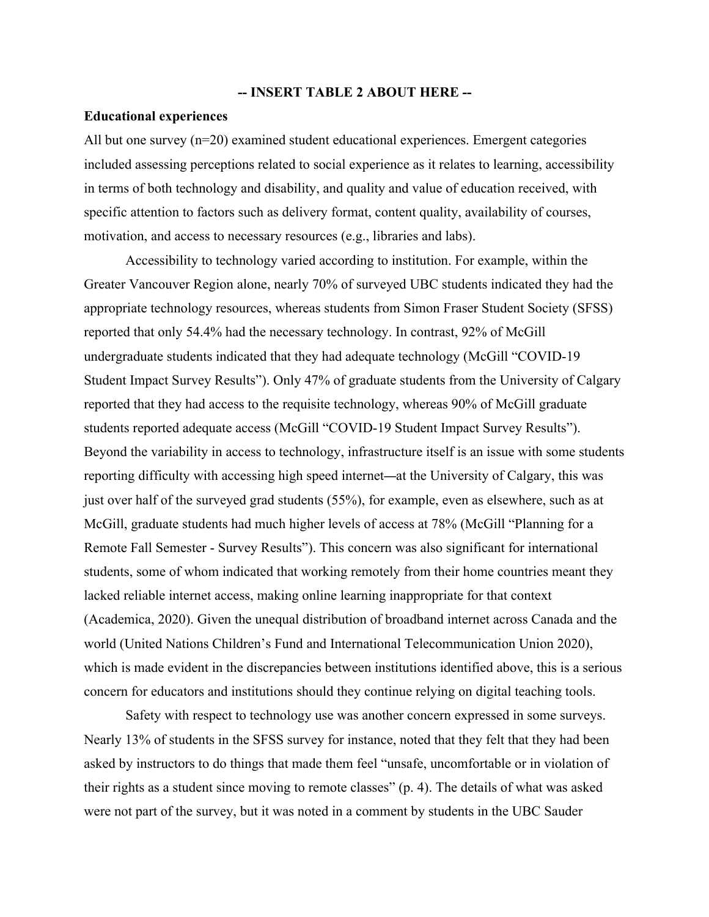**-- INSERT TABLE 2 ABOUT HERE --**

**Educational experiences**

All but one survey (n=20) examined student educational experiences. Emergent categories included assessing perceptions related to social experience as it relates to learning, accessibility in terms of both technology and disability, and quality and value of education received, with specific attention to factors such as delivery format, content quality, availability of courses, motivation, and access to necessary resources (e.g., libraries and labs).

Accessibility to technology varied according to institution. For example, within the Greater Vancouver Region alone, nearly 70% of surveyed UBC students indicated they had the appropriate technology resources, whereas students from Simon Fraser Student Society (SFSS) reported that only 54.4% had the necessary technology. In contrast, 92% of McGill undergraduate students indicated that they had adequate technology (McGill "COVID-19 Student Impact Survey Results"). Only 47% of graduate students from the University of Calgary reported that they had access to the requisite technology, whereas 90% of McGill graduate students reported adequate access (McGill "COVID-19 Student Impact Survey Results"). Beyond the variability in access to technology, infrastructure itself is an issue with some students reporting difficulty with accessing high speed internet—at the University of Calgary, this was just over half of the surveyed grad students (55%), for example, even as elsewhere, such as at McGill, graduate students had much higher levels of access at 78% (McGill "Planning for a Remote Fall Semester - Survey Results"). This concern was also significant for international students, some of whom indicated that working remotely from their home countries meant they lacked reliable internet access, making online learning inappropriate for that context (Academica, 2020). Given the unequal distribution of broadband internet across Canada and the world (United Nations Children's Fund and International Telecommunication Union 2020), which is made evident in the discrepancies between institutions identified above, this is a serious concern for educators and institutions should they continue relying on digital teaching tools.

Safety with respect to technology use was another concern expressed in some surveys. Nearly 13% of students in the SFSS survey for instance, noted that they felt that they had been asked by instructors to do things that made them feel "unsafe, uncomfortable or in violation of their rights as a student since moving to remote classes" (p. 4). The details of what was asked were not part of the survey, but it was noted in a comment by students in the UBC Sauder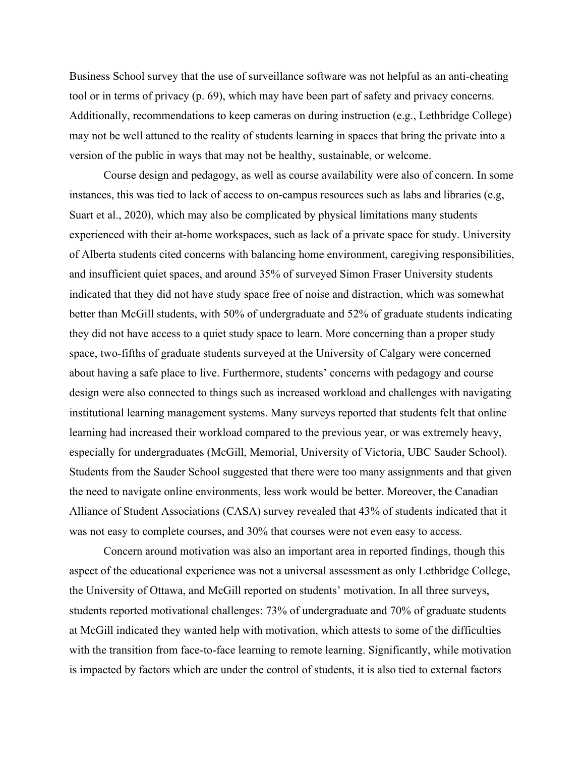Business School survey that the use of surveillance software was not helpful as an anti-cheating tool or in terms of privacy (p. 69), which may have been part of safety and privacy concerns. Additionally, recommendations to keep cameras on during instruction (e.g., Lethbridge College) may not be well attuned to the reality of students learning in spaces that bring the private into a version of the public in ways that may not be healthy, sustainable, or welcome.

Course design and pedagogy, as well as course availability were also of concern. In some instances, this was tied to lack of access to on-campus resources such as labs and libraries (e.g, Suart et al., 2020), which may also be complicated by physical limitations many students experienced with their at-home workspaces, such as lack of a private space for study. University of Alberta students cited concerns with balancing home environment, caregiving responsibilities, and insufficient quiet spaces, and around 35% of surveyed Simon Fraser University students indicated that they did not have study space free of noise and distraction, which was somewhat better than McGill students, with 50% of undergraduate and 52% of graduate students indicating they did not have access to a quiet study space to learn. More concerning than a proper study space, two-fifths of graduate students surveyed at the University of Calgary were concerned about having a safe place to live. Furthermore, students' concerns with pedagogy and course design were also connected to things such as increased workload and challenges with navigating institutional learning management systems. Many surveys reported that students felt that online learning had increased their workload compared to the previous year, or was extremely heavy, especially for undergraduates (McGill, Memorial, University of Victoria, UBC Sauder School). Students from the Sauder School suggested that there were too many assignments and that given the need to navigate online environments, less work would be better. Moreover, the Canadian Alliance of Student Associations (CASA) survey revealed that 43% of students indicated that it was not easy to complete courses, and 30% that courses were not even easy to access.

Concern around motivation was also an important area in reported findings, though this aspect of the educational experience was not a universal assessment as only Lethbridge College, the University of Ottawa, and McGill reported on students' motivation. In all three surveys, students reported motivational challenges: 73% of undergraduate and 70% of graduate students at McGill indicated they wanted help with motivation, which attests to some of the difficulties with the transition from face-to-face learning to remote learning. Significantly, while motivation is impacted by factors which are under the control of students, it is also tied to external factors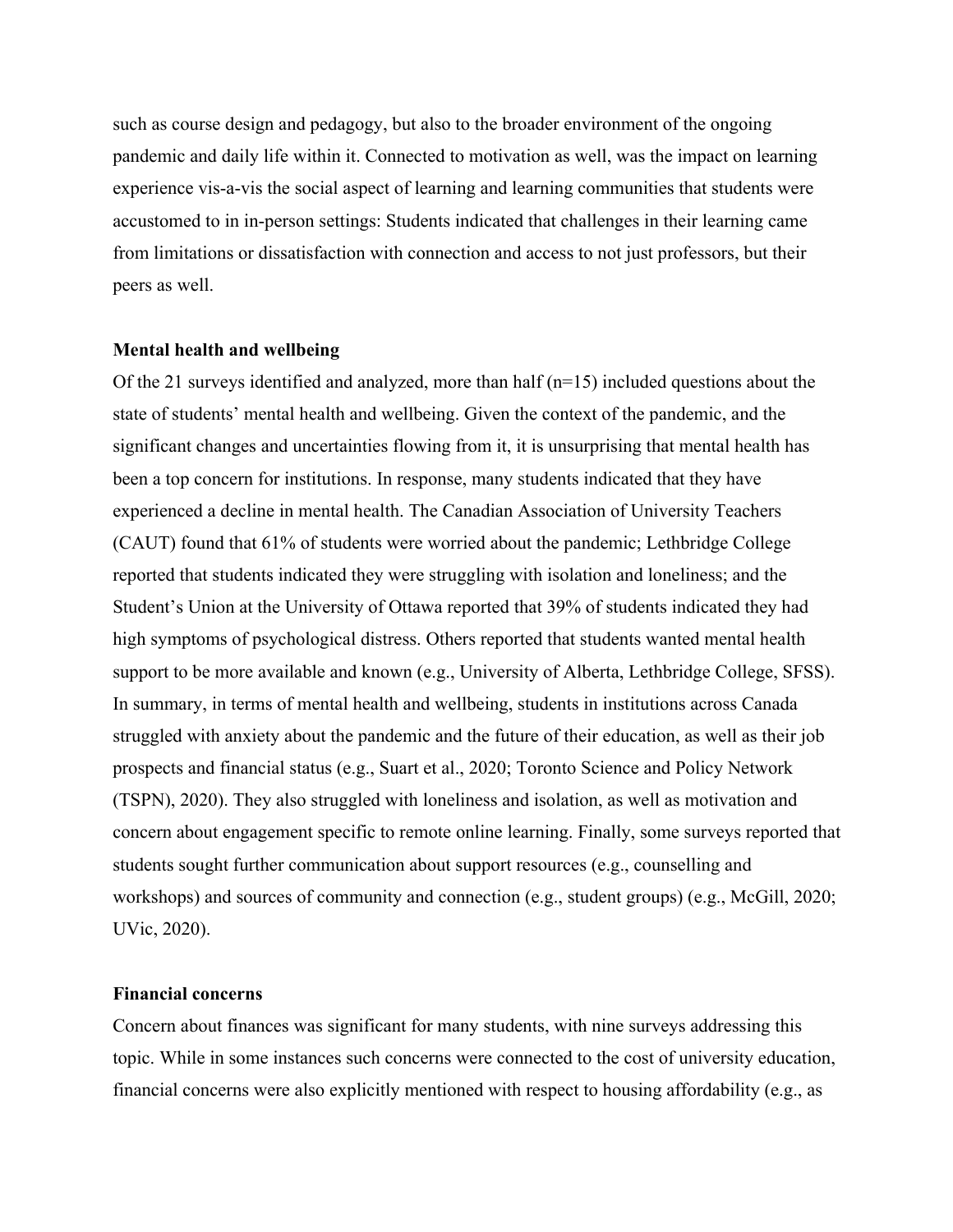such as course design and pedagogy, but also to the broader environment of the ongoing pandemic and daily life within it. Connected to motivation as well, was the impact on learning experience vis-a-vis the social aspect of learning and learning communities that students were accustomed to in in-person settings: Students indicated that challenges in their learning came from limitations or dissatisfaction with connection and access to not just professors, but their peers as well.

**Mental health and wellbeing**

Of the 21 surveys identified and analyzed, more than half (n=15) included questions about the state of students' mental health and wellbeing. Given the context of the pandemic, and the significant changes and uncertainties flowing from it, it is unsurprising that mental health has been a top concern for institutions. In response, many students indicated that they have experienced a decline in mental health. The Canadian Association of University Teachers (CAUT) found that 61% of students were worried about the pandemic; Lethbridge College reported that students indicated they were struggling with isolation and loneliness; and the Student's Union at the University of Ottawa reported that 39% of students indicated they had high symptoms of psychological distress. Others reported that students wanted mental health support to be more available and known (e.g., University of Alberta, Lethbridge College, SFSS). In summary, in terms of mental health and wellbeing, students in institutions across Canada struggled with anxiety about the pandemic and the future of their education, as well as their job prospects and financial status (e.g., Suart et al., 2020; Toronto Science and Policy Network (TSPN), 2020). They also struggled with loneliness and isolation, as well as motivation and concern about engagement specific to remote online learning. Finally, some surveys reported that students sought further communication about support resources (e.g., counselling and workshops) and sources of community and connection (e.g., student groups) (e.g., McGill, 2020; UVic, 2020).

**Financial concerns**

Concern about finances was significant for many students, with nine surveys addressing this topic. While in some instances such concerns were connected to the cost of university education, financial concerns were also explicitly mentioned with respect to housing affordability (e.g., as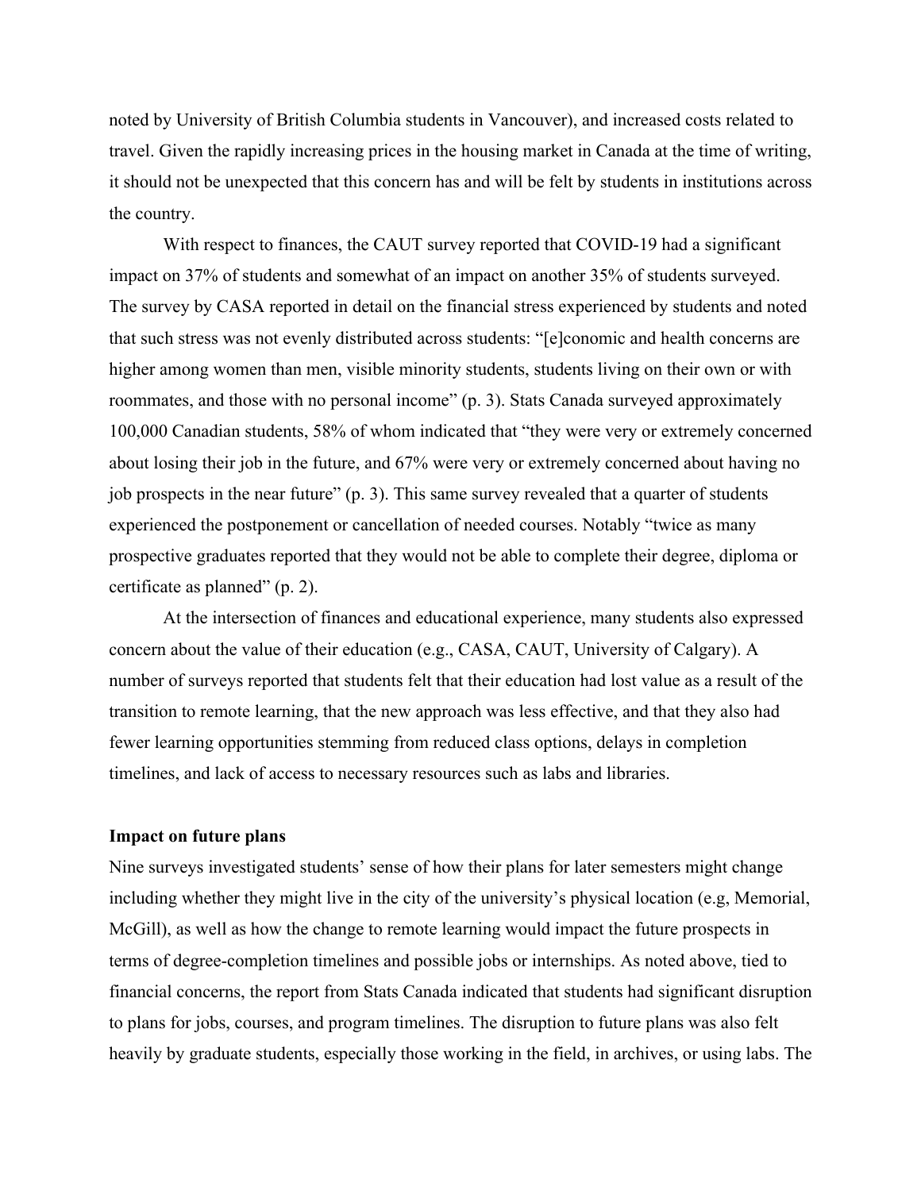noted by University of British Columbia students in Vancouver), and increased costs related to travel. Given the rapidly increasing prices in the housing market in Canada at the time of writing, it should not be unexpected that this concern has and will be felt by students in institutions across the country.

With respect to finances, the CAUT survey reported that COVID-19 had a significant impact on 37% of students and somewhat of an impact on another 35% of students surveyed. The survey by CASA reported in detail on the financial stress experienced by students and noted that such stress was not evenly distributed across students: "[e]conomic and health concerns are higher among women than men, visible minority students, students living on their own or with roommates, and those with no personal income" (p. 3). Stats Canada surveyed approximately 100,000 Canadian students, 58% of whom indicated that "they were very or extremely concerned about losing their job in the future, and 67% were very or extremely concerned about having no job prospects in the near future" (p. 3). This same survey revealed that a quarter of students experienced the postponement or cancellation of needed courses. Notably "twice as many prospective graduates reported that they would not be able to complete their degree, diploma or certificate as planned" (p. 2).

At the intersection of finances and educational experience, many students also expressed concern about the value of their education (e.g., CASA, CAUT, University of Calgary). A number of surveys reported that students felt that their education had lost value as a result of the transition to remote learning, that the new approach was less effective, and that they also had fewer learning opportunities stemming from reduced class options, delays in completion timelines, and lack of access to necessary resources such as labs and libraries.

**Impact on future plans**

Nine surveys investigated students' sense of how their plans for later semesters might change including whether they might live in the city of the university's physical location (e.g, Memorial, McGill), as well as how the change to remote learning would impact the future prospects in terms of degree-completion timelines and possible jobs or internships. As noted above, tied to financial concerns, the report from Stats Canada indicated that students had significant disruption to plans for jobs, courses, and program timelines. The disruption to future plans was also felt heavily by graduate students, especially those working in the field, in archives, or using labs. The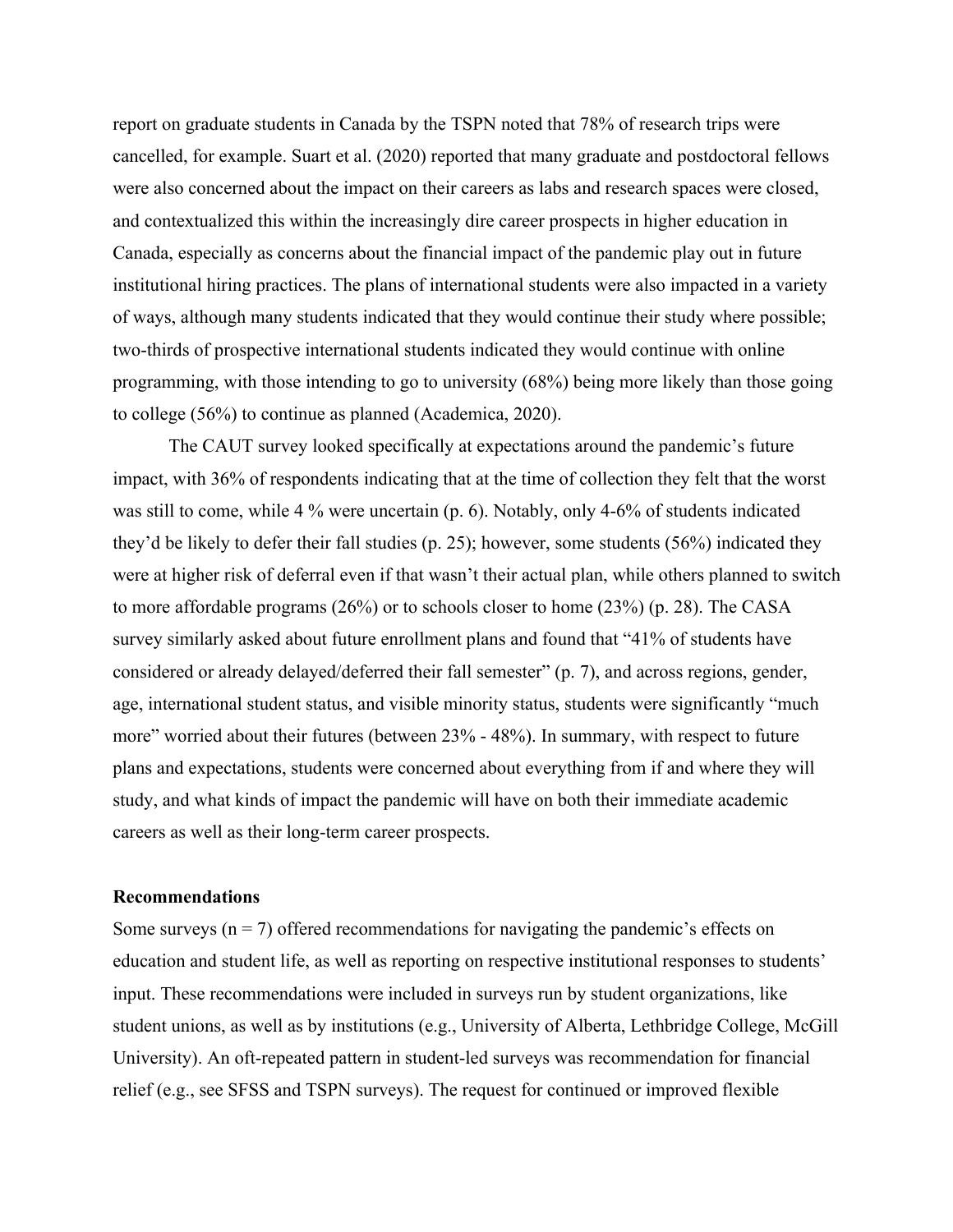report on graduate students in Canada by the TSPN noted that 78% of research trips were cancelled, for example. Suart et al. (2020) reported that many graduate and postdoctoral fellows were also concerned about the impact on their careers as labs and research spaces were closed, and contextualized this within the increasingly dire career prospects in higher education in Canada, especially as concerns about the financial impact of the pandemic play out in future institutional hiring practices. The plans of international students were also impacted in a variety of ways, although many students indicated that they would continue their study where possible; two-thirds of prospective international students indicated they would continue with online programming, with those intending to go to university (68%) being more likely than those going to college (56%) to continue as planned (Academica, 2020).

The CAUT survey looked specifically at expectations around the pandemic's future impact, with 36% of respondents indicating that at the time of collection they felt that the worst was still to come, while 4 % were uncertain (p. 6). Notably, only 4-6% of students indicated they'd be likely to defer their fall studies (p. 25); however, some students (56%) indicated they were at higher risk of deferral even if that wasn't their actual plan, while others planned to switch to more affordable programs (26%) or to schools closer to home (23%) (p. 28). The CASA survey similarly asked about future enrollment plans and found that "41% of students have considered or already delayed/deferred their fall semester" (p. 7), and across regions, gender, age, international student status, and visible minority status, students were significantly "much more" worried about their futures (between 23% - 48%). In summary, with respect to future plans and expectations, students were concerned about everything from if and where they will study, and what kinds of impact the pandemic will have on both their immediate academic careers as well as their long-term career prospects.

**Recommendations**

Some surveys (n = 7) offered recommendations for navigating the pandemic's effects on education and student life, as well as reporting on respective institutional responses to students' input. These recommendations were included in surveys run by student organizations, like student unions, as well as by institutions (e.g., University of Alberta, Lethbridge College, McGill University). An oft-repeated pattern in student-led surveys was recommendation for financial relief (e.g., see SFSS and TSPN surveys). The request for continued or improved flexible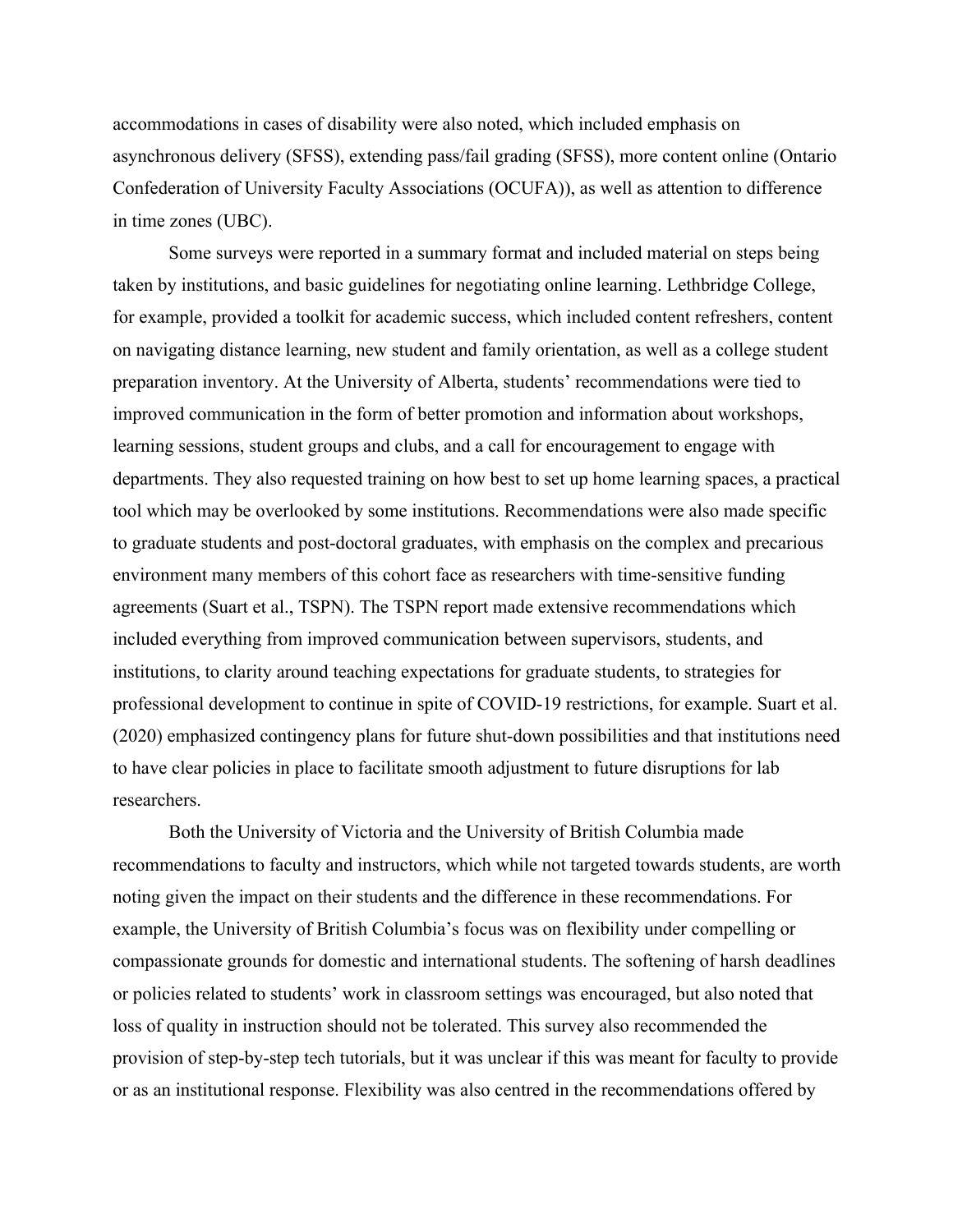accommodations in cases of disability were also noted, which included emphasis on asynchronous delivery (SFSS), extending pass/fail grading (SFSS), more content online (Ontario Confederation of University Faculty Associations (OCUFA)), as well as attention to difference in time zones (UBC).

Some surveys were reported in a summary format and included material on steps being taken by institutions, and basic guidelines for negotiating online learning. Lethbridge College, for example, provided a toolkit for academic success, which included content refreshers, content on navigating distance learning, new student and family orientation, as well as a college student preparation inventory. At the University of Alberta, students' recommendations were tied to improved communication in the form of better promotion and information about workshops, learning sessions, student groups and clubs, and a call for encouragement to engage with departments. They also requested training on how best to set up home learning spaces, a practical tool which may be overlooked by some institutions. Recommendations were also made specific to graduate students and post-doctoral graduates, with emphasis on the complex and precarious environment many members of this cohort face as researchers with time-sensitive funding agreements (Suart et al., TSPN). The TSPN report made extensive recommendations which included everything from improved communication between supervisors, students, and institutions, to clarity around teaching expectations for graduate students, to strategies for professional development to continue in spite of COVID-19 restrictions, for example. Suart et al. (2020) emphasized contingency plans for future shut-down possibilities and that institutions need to have clear policies in place to facilitate smooth adjustment to future disruptions for lab researchers.

Both the University of Victoria and the University of British Columbia made recommendations to faculty and instructors, which while not targeted towards students, are worth noting given the impact on their students and the difference in these recommendations. For example, the University of British Columbia's focus was on flexibility under compelling or compassionate grounds for domestic and international students. The softening of harsh deadlines or policies related to students' work in classroom settings was encouraged, but also noted that loss of quality in instruction should not be tolerated. This survey also recommended the provision of step-by-step tech tutorials, but it was unclear if this was meant for faculty to provide or as an institutional response. Flexibility was also centred in the recommendations offered by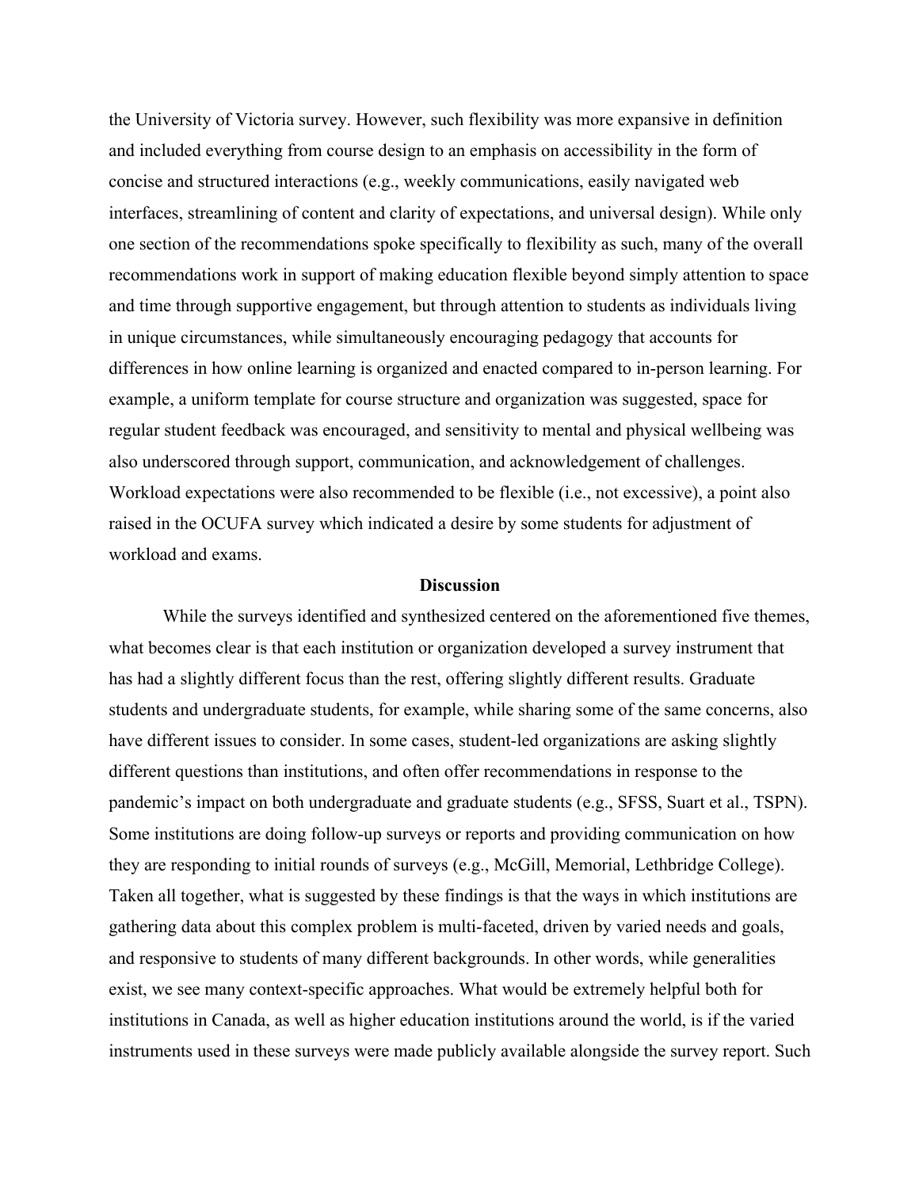the University of Victoria survey. However, such flexibility was more expansive in definition and included everything from course design to an emphasis on accessibility in the form of concise and structured interactions (e.g., weekly communications, easily navigated web interfaces, streamlining of content and clarity of expectations, and universal design). While only one section of the recommendations spoke specifically to flexibility as such, many of the overall recommendations work in support of making education flexible beyond simply attention to space and time through supportive engagement, but through attention to students as individuals living in unique circumstances, while simultaneously encouraging pedagogy that accounts for differences in how online learning is organized and enacted compared to in-person learning. For example, a uniform template for course structure and organization was suggested, space for regular student feedback was encouraged, and sensitivity to mental and physical wellbeing was also underscored through support, communication, and acknowledgement of challenges. Workload expectations were also recommended to be flexible (i.e., not excessive), a point also raised in the OCUFA survey which indicated a desire by some students for adjustment of workload and exams.

## Discussion

While the surveys identified and synthesized centered on the aforementioned five themes, what becomes clear is that each institution or organization developed a survey instrument that has had a slightly different focus than the rest, offering slightly different results. Graduate students and undergraduate students, for example, while sharing some of the same concerns, also have different issues to consider. In some cases, student-led organizations are asking slightly different questions than institutions, and often offer recommendations in response to the pandemic's impact on both undergraduate and graduate students (e.g., SFSS, Suart et al., TSPN). Some institutions are doing follow-up surveys or reports and providing communication on how they are responding to initial rounds of surveys (e.g., McGill, Memorial, Lethbridge College). Taken all together, what is suggested by these findings is that the ways in which institutions are gathering data about this complex problem is multi-faceted, driven by varied needs and goals, and responsive to students of many different backgrounds. In other words, while generalities exist, we see many context-specific approaches. What would be extremely helpful both for institutions in Canada, as well as higher education institutions around the world, is if the varied instruments used in these surveys were made publicly available alongside the survey report. Such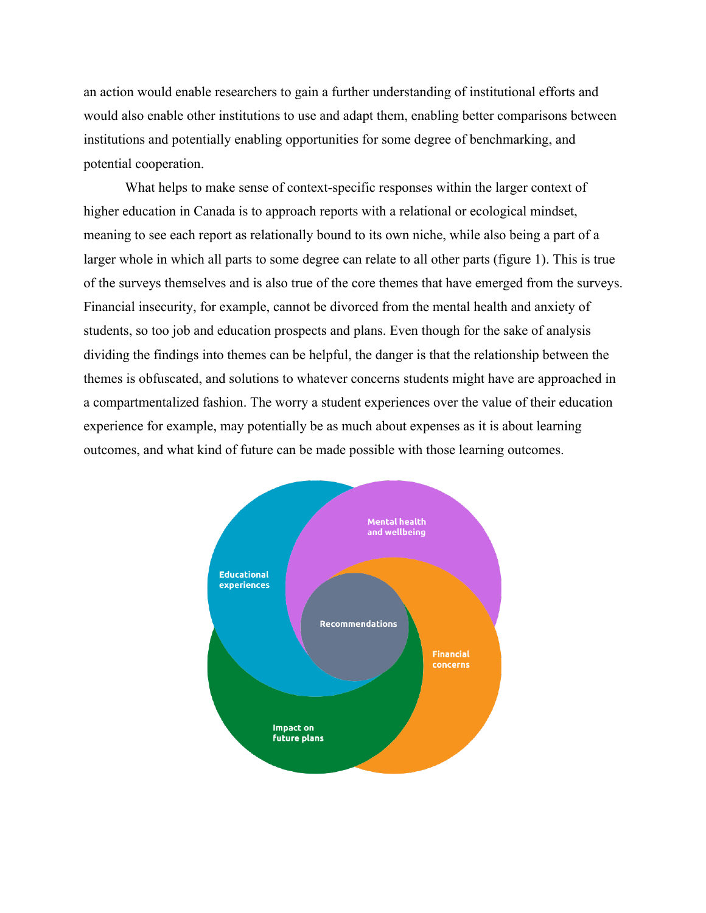an action would enable researchers to gain a further understanding of institutional efforts and would also enable other institutions to use and adapt them, enabling better comparisons between institutions and potentially enabling opportunities for some degree of benchmarking, and potential cooperation.

What helps to make sense of context-specific responses within the larger context of higher education in Canada is to approach reports with a relational or ecological mindset, meaning to see each report as relationally bound to its own niche, while also being a part of a larger whole in which all parts to some degree can relate to all other parts (figure 1). This is true of the surveys themselves and is also true of the core themes that have emerged from the surveys. Financial insecurity, for example, cannot be divorced from the mental health and anxiety of students, so too job and education prospects and plans. Even though for the sake of analysis dividing the findings into themes can be helpful, the danger is that the relationship between the themes is obfuscated, and solutions to whatever concerns students might have are approached in a compartmentalized fashion. The worry a student experiences over the value of their education experience for example, may potentially be as much about expenses as it is about learning outcomes, and what kind of future can be made possible with those learning outcomes.

Mental health and wellbeing

Educational experiences

Recommendations

Financial concerns

Impact on future plans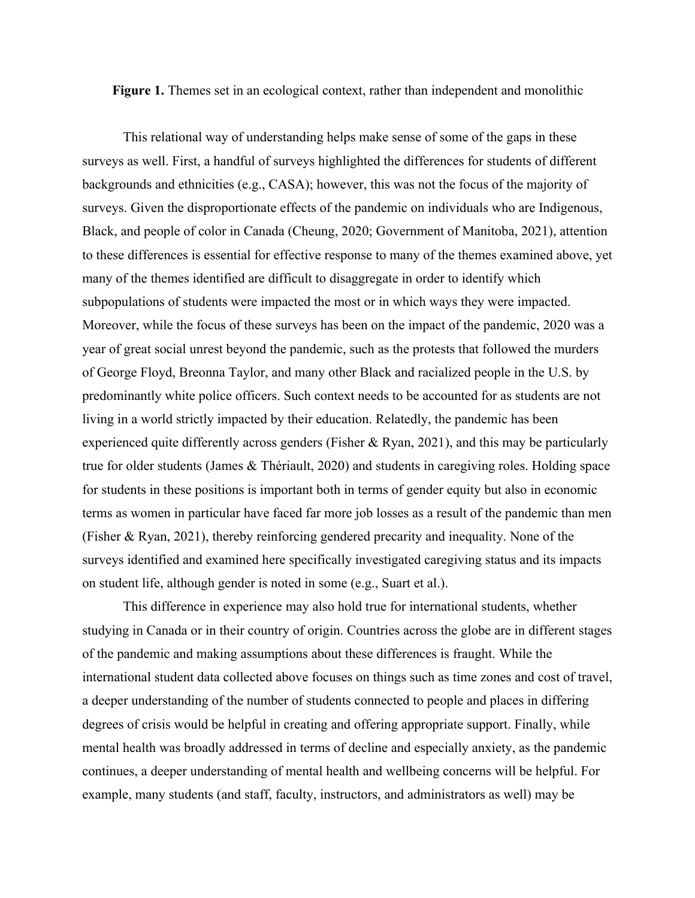**Figure 1.** Themes set in an ecological context, rather than independent and monolithic

This relational way of understanding helps make sense of some of the gaps in these surveys as well. First, a handful of surveys highlighted the differences for students of different backgrounds and ethnicities (e.g., CASA); however, this was not the focus of the majority of surveys. Given the disproportionate effects of the pandemic on individuals who are Indigenous, Black, and people of color in Canada (Cheung, 2020; Government of Manitoba, 2021), attention to these differences is essential for effective response to many of the themes examined above, yet many of the themes identified are difficult to disaggregate in order to identify which subpopulations of students were impacted the most or in which ways they were impacted. Moreover, while the focus of these surveys has been on the impact of the pandemic, 2020 was a year of great social unrest beyond the pandemic, such as the protests that followed the murders of George Floyd, Breonna Taylor, and many other Black and racialized people in the U.S. by predominantly white police officers. Such context needs to be accounted for as students are not living in a world strictly impacted by their education. Relatedly, the pandemic has been experienced quite differently across genders (Fisher & Ryan, 2021), and this may be particularly true for older students (James & Thériault, 2020) and students in caregiving roles. Holding space for students in these positions is important both in terms of gender equity but also in economic terms as women in particular have faced far more job losses as a result of the pandemic than men (Fisher & Ryan, 2021), thereby reinforcing gendered precarity and inequality. None of the surveys identified and examined here specifically investigated caregiving status and its impacts on student life, although gender is noted in some (e.g., Suart et al.).

This difference in experience may also hold true for international students, whether studying in Canada or in their country of origin. Countries across the globe are in different stages of the pandemic and making assumptions about these differences is fraught. While the international student data collected above focuses on things such as time zones and cost of travel, a deeper understanding of the number of students connected to people and places in differing degrees of crisis would be helpful in creating and offering appropriate support. Finally, while mental health was broadly addressed in terms of decline and especially anxiety, as the pandemic continues, a deeper understanding of mental health and wellbeing concerns will be helpful. For example, many students (and staff, faculty, instructors, and administrators as well) may be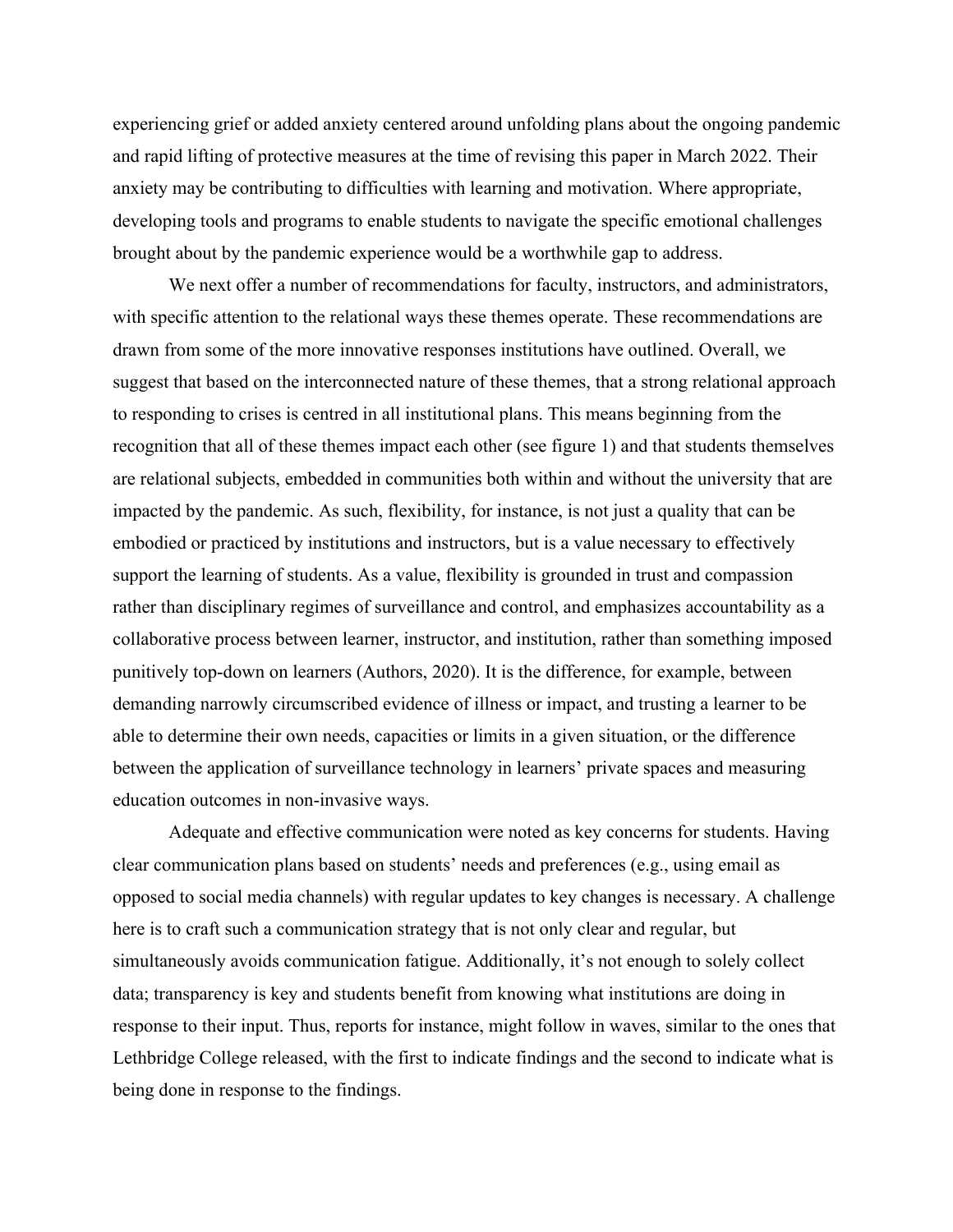experiencing grief or added anxiety centered around unfolding plans about the ongoing pandemic and rapid lifting of protective measures at the time of revising this paper in March 2022. Their anxiety may be contributing to difficulties with learning and motivation. Where appropriate, developing tools and programs to enable students to navigate the specific emotional challenges brought about by the pandemic experience would be a worthwhile gap to address.

We next offer a number of recommendations for faculty, instructors, and administrators, with specific attention to the relational ways these themes operate. These recommendations are drawn from some of the more innovative responses institutions have outlined. Overall, we suggest that based on the interconnected nature of these themes, that a strong relational approach to responding to crises is centred in all institutional plans. This means beginning from the recognition that all of these themes impact each other (see figure 1) and that students themselves are relational subjects, embedded in communities both within and without the university that are impacted by the pandemic. As such, flexibility, for instance, is not just a quality that can be embodied or practiced by institutions and instructors, but is a value necessary to effectively support the learning of students. As a value, flexibility is grounded in trust and compassion rather than disciplinary regimes of surveillance and control, and emphasizes accountability as a collaborative process between learner, instructor, and institution, rather than something imposed punitively top-down on learners (Authors, 2020). It is the difference, for example, between demanding narrowly circumscribed evidence of illness or impact, and trusting a learner to be able to determine their own needs, capacities or limits in a given situation, or the difference between the application of surveillance technology in learners' private spaces and measuring education outcomes in non-invasive ways.

Adequate and effective communication were noted as key concerns for students. Having clear communication plans based on students' needs and preferences (e.g., using email as opposed to social media channels) with regular updates to key changes is necessary. A challenge here is to craft such a communication strategy that is not only clear and regular, but simultaneously avoids communication fatigue. Additionally, it's not enough to solely collect data; transparency is key and students benefit from knowing what institutions are doing in response to their input. Thus, reports for instance, might follow in waves, similar to the ones that Lethbridge College released, with the first to indicate findings and the second to indicate what is being done in response to the findings.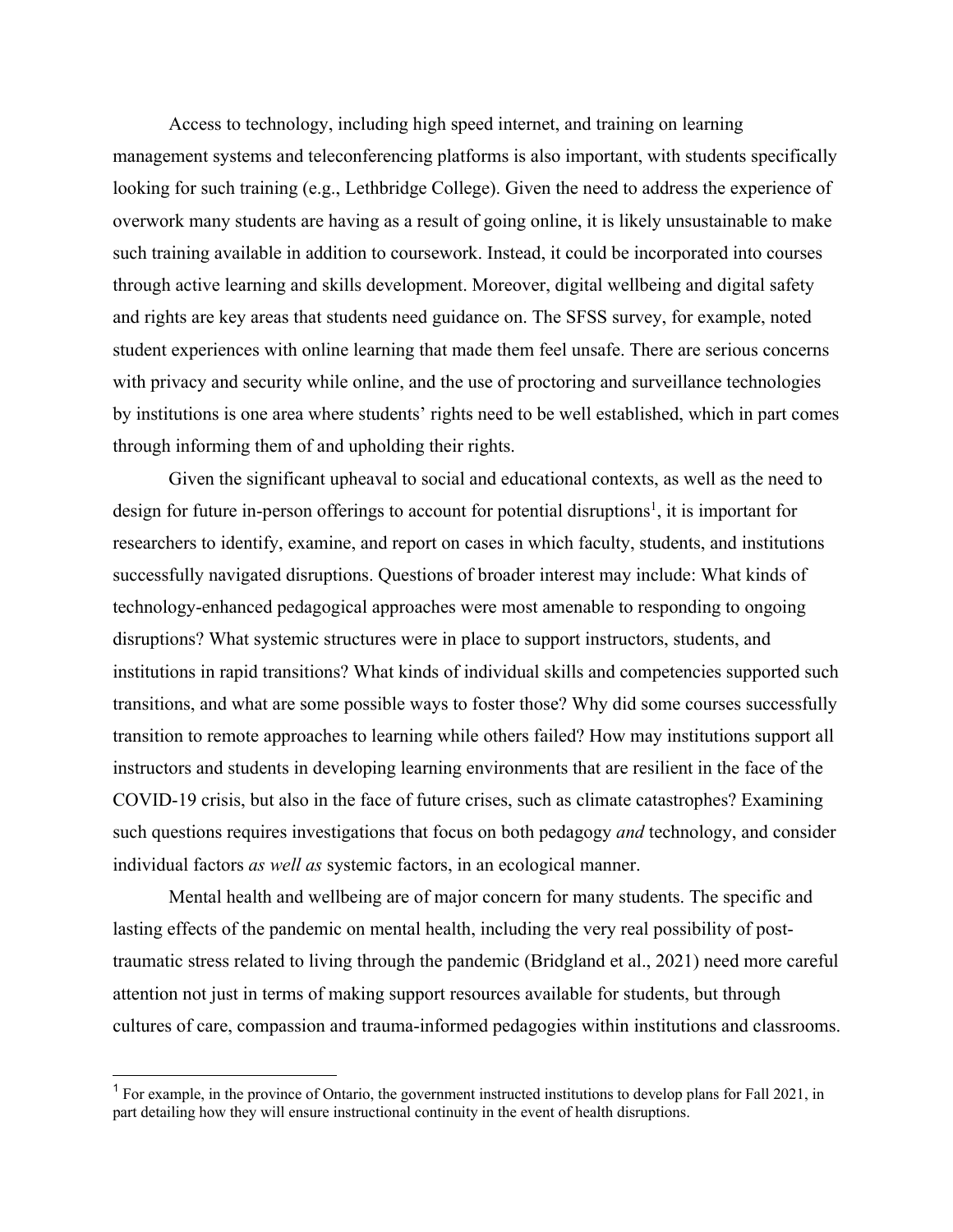Access to technology, including high speed internet, and training on learning management systems and teleconferencing platforms is also important, with students specifically looking for such training (e.g., Lethbridge College). Given the need to address the experience of overwork many students are having as a result of going online, it is likely unsustainable to make such training available in addition to coursework. Instead, it could be incorporated into courses through active learning and skills development. Moreover, digital wellbeing and digital safety and rights are key areas that students need guidance on. The SFSS survey, for example, noted student experiences with online learning that made them feel unsafe. There are serious concerns with privacy and security while online, and the use of proctoring and surveillance technologies by institutions is one area where students' rights need to be well established, which in part comes through informing them of and upholding their rights.

Given the significant upheaval to social and educational contexts, as well as the need to design for future in-person offerings to account for potential disruptions[1], it is important for researchers to identify, examine, and report on cases in which faculty, students, and institutions successfully navigated disruptions. Questions of broader interest may include: What kinds of technology-enhanced pedagogical approaches were most amenable to responding to ongoing disruptions? What systemic structures were in place to support instructors, students, and institutions in rapid transitions? What kinds of individual skills and competencies supported such transitions, and what are some possible ways to foster those? Why did some courses successfully transition to remote approaches to learning while others failed? How may institutions support all instructors and students in developing learning environments that are resilient in the face of the COVID-19 crisis, but also in the face of future crises, such as climate catastrophes? Examining such questions requires investigations that focus on both pedagogy *and* technology, and consider individual factors *as well as* systemic factors, in an ecological manner.

Mental health and wellbeing are of major concern for many students. The specific and lasting effects of the pandemic on mental health, including the very real possibility of post-traumatic stress related to living through the pandemic (Bridgland et al., 2021) need more careful attention not just in terms of making support resources available for students, but through cultures of care, compassion and trauma-informed pedagogies within institutions and classrooms.

[1] For example, in the province of Ontario, the government instructed institutions to develop plans for Fall 2021, in part detailing how they will ensure instructional continuity in the event of health disruptions.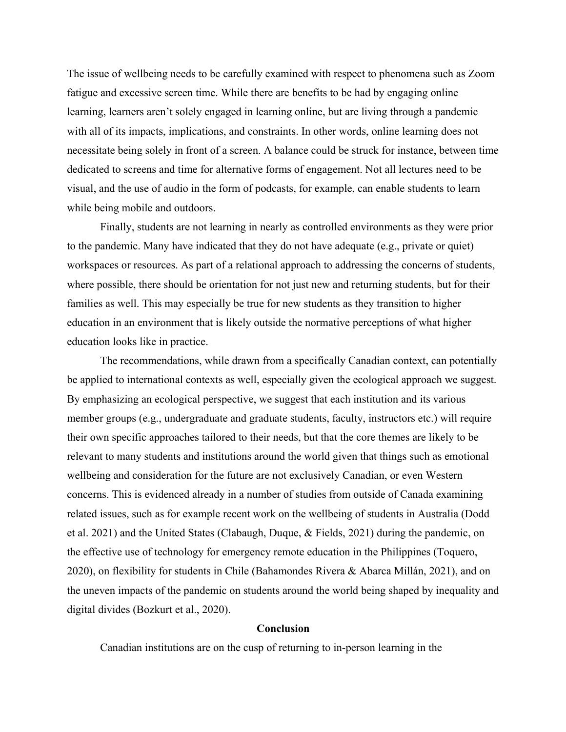The issue of wellbeing needs to be carefully examined with respect to phenomena such as Zoom fatigue and excessive screen time. While there are benefits to be had by engaging online learning, learners aren't solely engaged in learning online, but are living through a pandemic with all of its impacts, implications, and constraints. In other words, online learning does not necessitate being solely in front of a screen. A balance could be struck for instance, between time dedicated to screens and time for alternative forms of engagement. Not all lectures need to be visual, and the use of audio in the form of podcasts, for example, can enable students to learn while being mobile and outdoors.

Finally, students are not learning in nearly as controlled environments as they were prior to the pandemic. Many have indicated that they do not have adequate (e.g., private or quiet) workspaces or resources. As part of a relational approach to addressing the concerns of students, where possible, there should be orientation for not just new and returning students, but for their families as well. This may especially be true for new students as they transition to higher education in an environment that is likely outside the normative perceptions of what higher education looks like in practice.

The recommendations, while drawn from a specifically Canadian context, can potentially be applied to international contexts as well, especially given the ecological approach we suggest. By emphasizing an ecological perspective, we suggest that each institution and its various member groups (e.g., undergraduate and graduate students, faculty, instructors etc.) will require their own specific approaches tailored to their needs, but that the core themes are likely to be relevant to many students and institutions around the world given that things such as emotional wellbeing and consideration for the future are not exclusively Canadian, or even Western concerns. This is evidenced already in a number of studies from outside of Canada examining related issues, such as for example recent work on the wellbeing of students in Australia (Dodd et al. 2021) and the United States (Clabaugh, Duque, & Fields, 2021) during the pandemic, on the effective use of technology for emergency remote education in the Philippines (Toquero, 2020), on flexibility for students in Chile (Bahamondes Rivera & Abarca Millán, 2021), and on the uneven impacts of the pandemic on students around the world being shaped by inequality and digital divides (Bozkurt et al., 2020).

## Conclusion

Canadian institutions are on the cusp of returning to in-person learning in the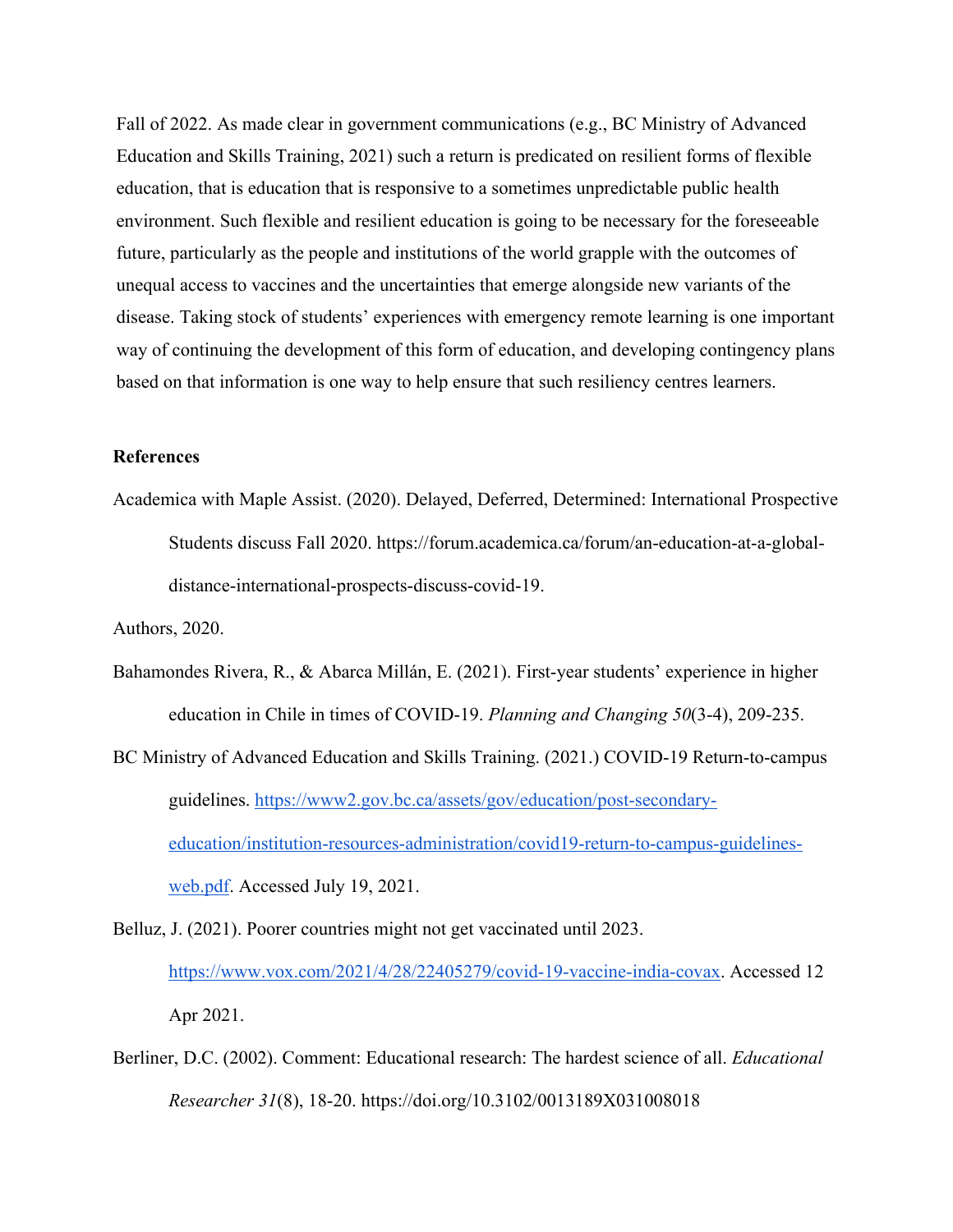Fall of 2022. As made clear in government communications (e.g., BC Ministry of Advanced Education and Skills Training, 2021) such a return is predicated on resilient forms of flexible education, that is education that is responsive to a sometimes unpredictable public health environment. Such flexible and resilient education is going to be necessary for the foreseeable future, particularly as the people and institutions of the world grapple with the outcomes of unequal access to vaccines and the uncertainties that emerge alongside new variants of the disease. Taking stock of students' experiences with emergency remote learning is one important way of continuing the development of this form of education, and developing contingency plans based on that information is one way to help ensure that such resiliency centres learners.

**References**

Academica with Maple Assist. (2020). Delayed, Deferred, Determined: International Prospective Students discuss Fall 2020. https://forum.academica.ca/forum/an-education-at-a-global-distance-international-prospects-discuss-covid-19.

Authors, 2020.

Bahamondes Rivera, R., & Abarca Millán, E. (2021). First-year students' experience in higher education in Chile in times of COVID-19. *Planning and Changing 50*(3-4), 209-235.

BC Ministry of Advanced Education and Skills Training. (2021.) COVID-19 Return-to-campus guidelines. https://www2.gov.bc.ca/assets/gov/education/post-secondary-education/institution-resources-administration/covid19-return-to-campus-guidelines-web.pdf. Accessed July 19, 2021.

Belluz, J. (2021). Poorer countries might not get vaccinated until 2023. https://www.vox.com/2021/4/28/22405279/covid-19-vaccine-india-covax. Accessed 12 Apr 2021.

Berliner, D.C. (2002). Comment: Educational research: The hardest science of all. *Educational Researcher 31*(8), 18-20. https://doi.org/10.3102/0013189X031008018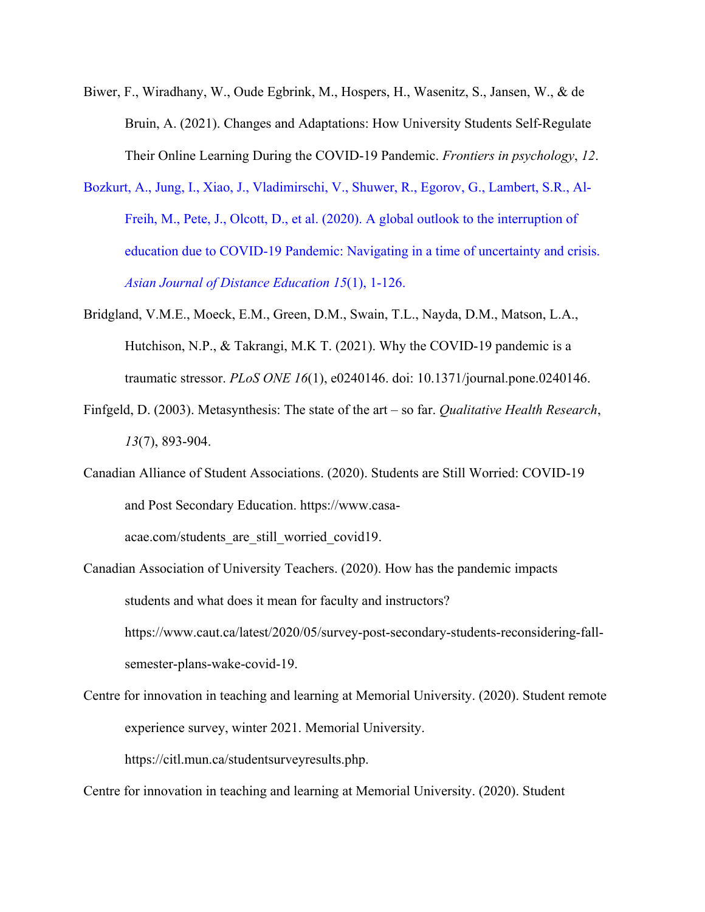Biwer, F., Wiradhany, W., Oude Egbrink, M., Hospers, H., Wasenitz, S., Jansen, W., & de Bruin, A. (2021). Changes and Adaptations: How University Students Self-Regulate Their Online Learning During the COVID-19 Pandemic. *Frontiers in psychology*, *12*.

Bozkurt, A., Jung, I., Xiao, J., Vladimirschi, V., Shuwer, R., Egorov, G., Lambert, S.R., Al-Freih, M., Pete, J., Olcott, D., et al. (2020). A global outlook to the interruption of education due to COVID-19 Pandemic: Navigating in a time of uncertainty and crisis. *Asian Journal of Distance Education 15*(1), 1-126.

Bridgland, V.M.E., Moeck, E.M., Green, D.M., Swain, T.L., Nayda, D.M., Matson, L.A., Hutchison, N.P., & Takrangi, M.K T. (2021). Why the COVID-19 pandemic is a traumatic stressor. *PLoS ONE 16*(1), e0240146. doi: 10.1371/journal.pone.0240146.

Finfgeld, D. (2003). Metasynthesis: The state of the art – so far. *Qualitative Health Research*, *13*(7), 893-904.

Canadian Alliance of Student Associations. (2020). Students are Still Worried: COVID-19 and Post Secondary Education. https://www.casa-acae.com/students_are_still_worried_covid19.

Canadian Association of University Teachers. (2020). How has the pandemic impacts students and what does it mean for faculty and instructors? https://www.caut.ca/latest/2020/05/survey-post-secondary-students-reconsidering-fall-semester-plans-wake-covid-19.

Centre for innovation in teaching and learning at Memorial University. (2020). Student remote experience survey, winter 2021. Memorial University. https://citl.mun.ca/studentsurveyresults.php.

Centre for innovation in teaching and learning at Memorial University. (2020). Student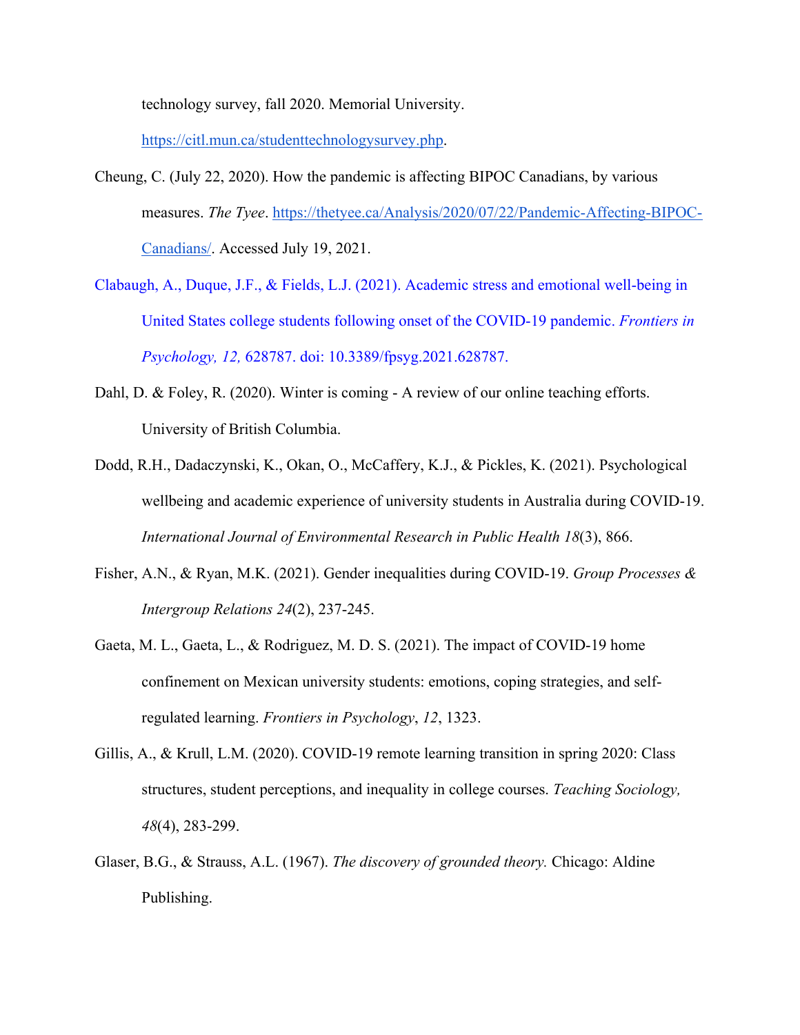technology survey, fall 2020. Memorial University. https://citl.mun.ca/studenttechnologysurvey.php.

Cheung, C. (July 22, 2020). How the pandemic is affecting BIPOC Canadians, by various measures. *The Tyee*. https://thetyee.ca/Analysis/2020/07/22/Pandemic-Affecting-BIPOC-Canadians/. Accessed July 19, 2021.

Clabaugh, A., Duque, J.F., & Fields, L.J. (2021). Academic stress and emotional well-being in United States college students following onset of the COVID-19 pandemic. *Frontiers in Psychology, 12,* 628787. doi: 10.3389/fpsyg.2021.628787.

Dahl, D. & Foley, R. (2020). Winter is coming - A review of our online teaching efforts. University of British Columbia.

Dodd, R.H., Dadaczynski, K., Okan, O., McCaffery, K.J., & Pickles, K. (2021). Psychological wellbeing and academic experience of university students in Australia during COVID-19. *International Journal of Environmental Research in Public Health 18*(3), 866.

Fisher, A.N., & Ryan, M.K. (2021). Gender inequalities during COVID-19. *Group Processes & Intergroup Relations 24*(2), 237-245.

Gaeta, M. L., Gaeta, L., & Rodriguez, M. D. S. (2021). The impact of COVID-19 home confinement on Mexican university students: emotions, coping strategies, and self-regulated learning. *Frontiers in Psychology*, *12*, 1323.

Gillis, A., & Krull, L.M. (2020). COVID-19 remote learning transition in spring 2020: Class structures, student perceptions, and inequality in college courses. *Teaching Sociology, 48*(4), 283-299.

Glaser, B.G., & Strauss, A.L. (1967). *The discovery of grounded theory.* Chicago: Aldine Publishing.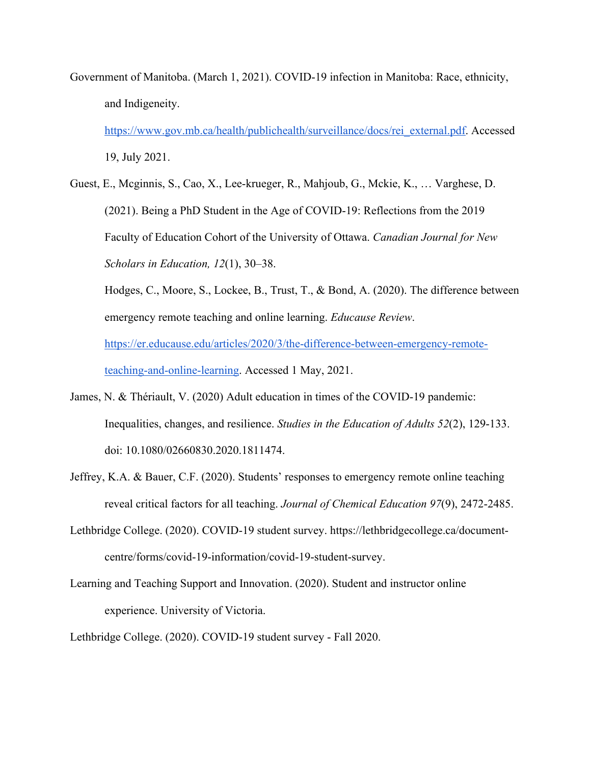Government of Manitoba. (March 1, 2021). COVID-19 infection in Manitoba: Race, ethnicity, and Indigeneity. https://www.gov.mb.ca/health/publichealth/surveillance/docs/rei_external.pdf. Accessed 19, July 2021.

Guest, E., Mcginnis, S., Cao, X., Lee-krueger, R., Mahjoub, G., Mckie, K., … Varghese, D. (2021). Being a PhD Student in the Age of COVID-19: Reflections from the 2019 Faculty of Education Cohort of the University of Ottawa. *Canadian Journal for New Scholars in Education, 12*(1), 30–38.

Hodges, C., Moore, S., Lockee, B., Trust, T., & Bond, A. (2020). The difference between emergency remote teaching and online learning. *Educause Review*. https://er.educause.edu/articles/2020/3/the-difference-between-emergency-remote-teaching-and-online-learning. Accessed 1 May, 2021.

James, N. & Thériault, V. (2020) Adult education in times of the COVID-19 pandemic: Inequalities, changes, and resilience. *Studies in the Education of Adults 52*(2), 129-133. doi: 10.1080/02660830.2020.1811474.

Jeffrey, K.A. & Bauer, C.F. (2020). Students' responses to emergency remote online teaching reveal critical factors for all teaching. *Journal of Chemical Education 97*(9), 2472-2485.

Lethbridge College. (2020). COVID-19 student survey. https://lethbridgecollege.ca/document-centre/forms/covid-19-information/covid-19-student-survey.

Learning and Teaching Support and Innovation. (2020). Student and instructor online experience. University of Victoria.

Lethbridge College. (2020). COVID-19 student survey - Fall 2020.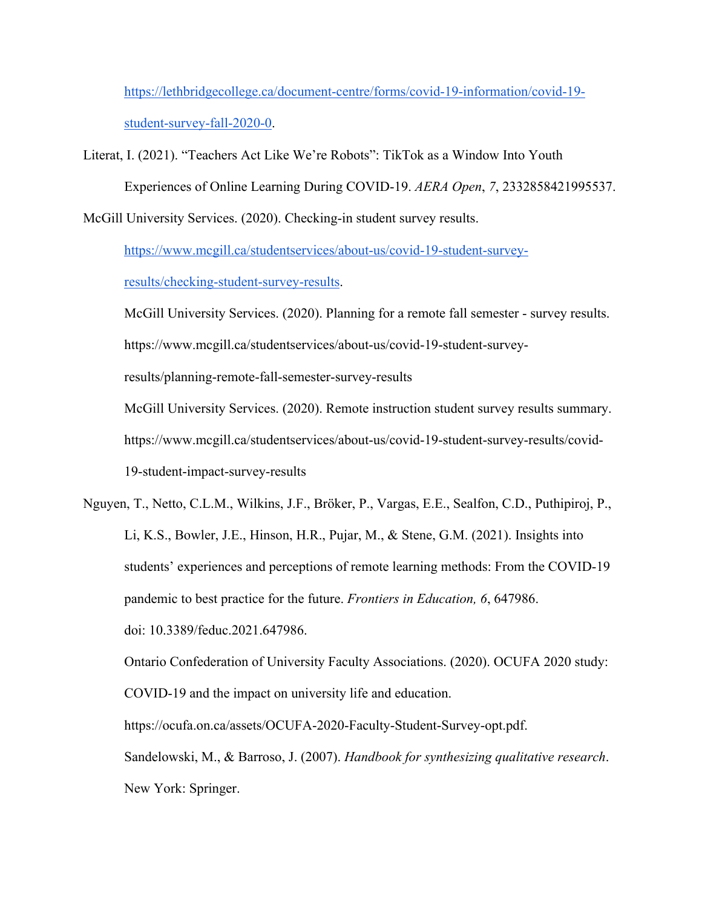https://lethbridgecollege.ca/document-centre/forms/covid-19-information/covid-19-student-survey-fall-2020-0.

Literat, I. (2021). "Teachers Act Like We're Robots": TikTok as a Window Into Youth Experiences of Online Learning During COVID-19. *AERA Open*, *7*, 2332858421995537.

McGill University Services. (2020). Checking-in student survey results. https://www.mcgill.ca/studentservices/about-us/covid-19-student-survey-results/checking-student-survey-results.

McGill University Services. (2020). Planning for a remote fall semester - survey results. https://www.mcgill.ca/studentservices/about-us/covid-19-student-survey-results/planning-remote-fall-semester-survey-results

McGill University Services. (2020). Remote instruction student survey results summary. https://www.mcgill.ca/studentservices/about-us/covid-19-student-survey-results/covid-19-student-impact-survey-results

Nguyen, T., Netto, C.L.M., Wilkins, J.F., Bröker, P., Vargas, E.E., Sealfon, C.D., Puthipiroj, P., Li, K.S., Bowler, J.E., Hinson, H.R., Pujar, M., & Stene, G.M. (2021). Insights into students' experiences and perceptions of remote learning methods: From the COVID-19 pandemic to best practice for the future. *Frontiers in Education, 6*, 647986. doi: 10.3389/feduc.2021.647986.

Ontario Confederation of University Faculty Associations. (2020). OCUFA 2020 study: COVID-19 and the impact on university life and education. https://ocufa.on.ca/assets/OCUFA-2020-Faculty-Student-Survey-opt.pdf.

Sandelowski, M., & Barroso, J. (2007). *Handbook for synthesizing qualitative research*. New York: Springer.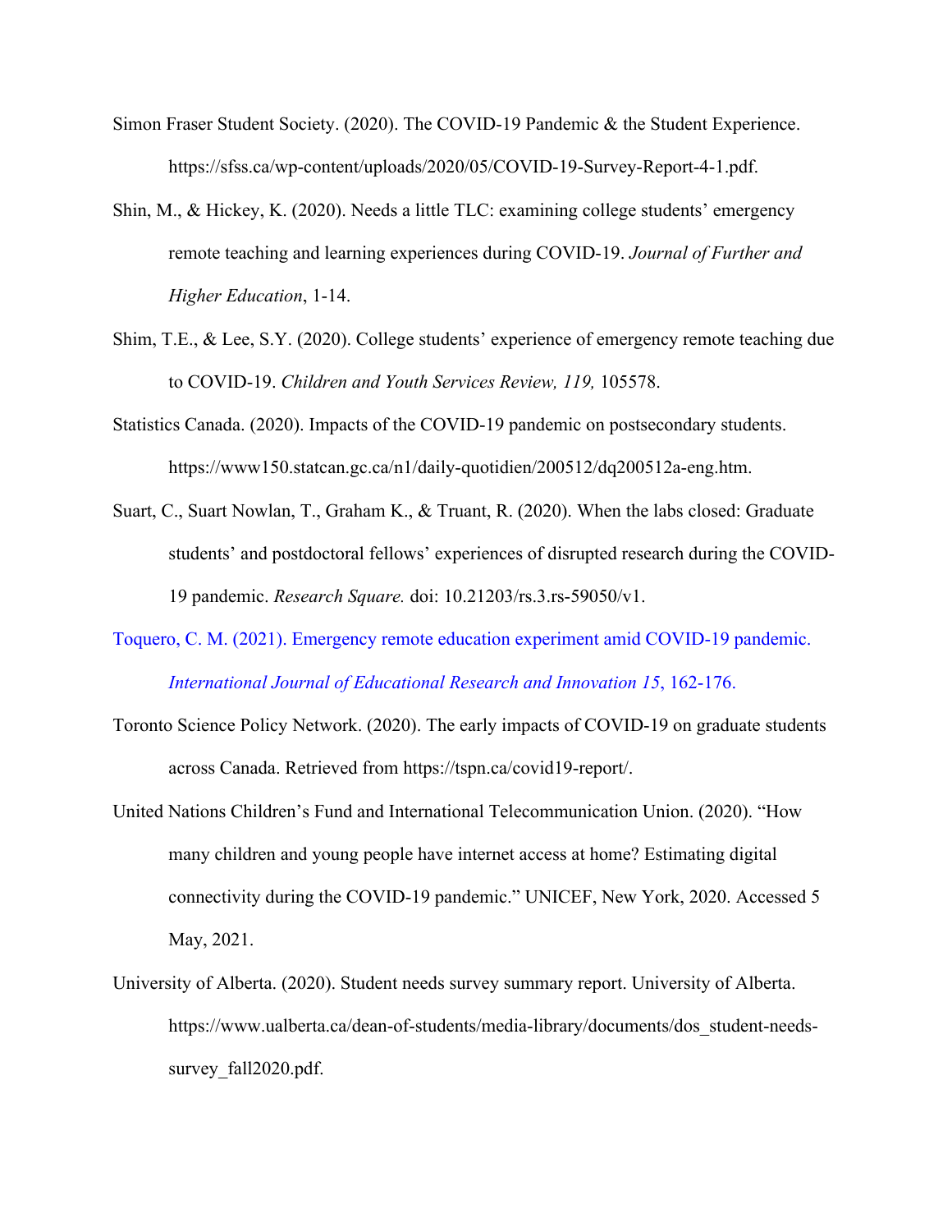Simon Fraser Student Society. (2020). The COVID-19 Pandemic & the Student Experience. https://sfss.ca/wp-content/uploads/2020/05/COVID-19-Survey-Report-4-1.pdf.

Shin, M., & Hickey, K. (2020). Needs a little TLC: examining college students' emergency remote teaching and learning experiences during COVID-19. *Journal of Further and Higher Education*, 1-14.

Shim, T.E., & Lee, S.Y. (2020). College students' experience of emergency remote teaching due to COVID-19. *Children and Youth Services Review, 119,* 105578.

Statistics Canada. (2020). Impacts of the COVID-19 pandemic on postsecondary students. https://www150.statcan.gc.ca/n1/daily-quotidien/200512/dq200512a-eng.htm.

Suart, C., Suart Nowlan, T., Graham K., & Truant, R. (2020). When the labs closed: Graduate students' and postdoctoral fellows' experiences of disrupted research during the COVID-19 pandemic. *Research Square.* doi: 10.21203/rs.3.rs-59050/v1.

Toquero, C. M. (2021). Emergency remote education experiment amid COVID-19 pandemic. *International Journal of Educational Research and Innovation 15*, 162-176.

Toronto Science Policy Network. (2020). The early impacts of COVID-19 on graduate students across Canada. Retrieved from https://tspn.ca/covid19-report/.

United Nations Children's Fund and International Telecommunication Union. (2020). "How many children and young people have internet access at home? Estimating digital connectivity during the COVID-19 pandemic." UNICEF, New York, 2020. Accessed 5 May, 2021.

University of Alberta. (2020). Student needs survey summary report. University of Alberta. https://www.ualberta.ca/dean-of-students/media-library/documents/dos_student-needs-survey_fall2020.pdf.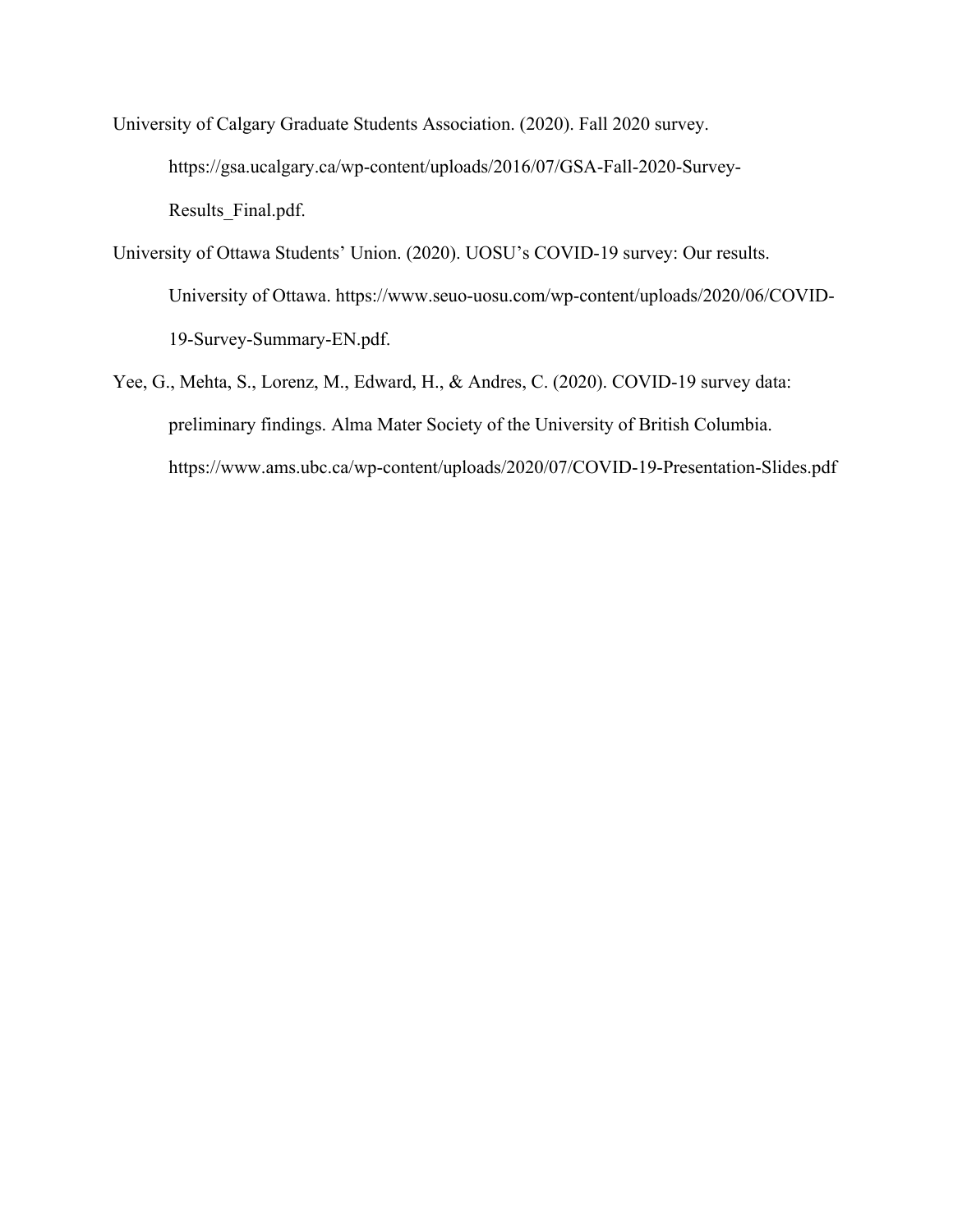University of Calgary Graduate Students Association. (2020). Fall 2020 survey. https://gsa.ucalgary.ca/wp-content/uploads/2016/07/GSA-Fall-2020-Survey-Results_Final.pdf.

University of Ottawa Students' Union. (2020). UOSU's COVID-19 survey: Our results. University of Ottawa. https://www.seuo-uosu.com/wp-content/uploads/2020/06/COVID-19-Survey-Summary-EN.pdf.

Yee, G., Mehta, S., Lorenz, M., Edward, H., & Andres, C. (2020). COVID-19 survey data: preliminary findings. Alma Mater Society of the University of British Columbia. https://www.ams.ubc.ca/wp-content/uploads/2020/07/COVID-19-Presentation-Slides.pdf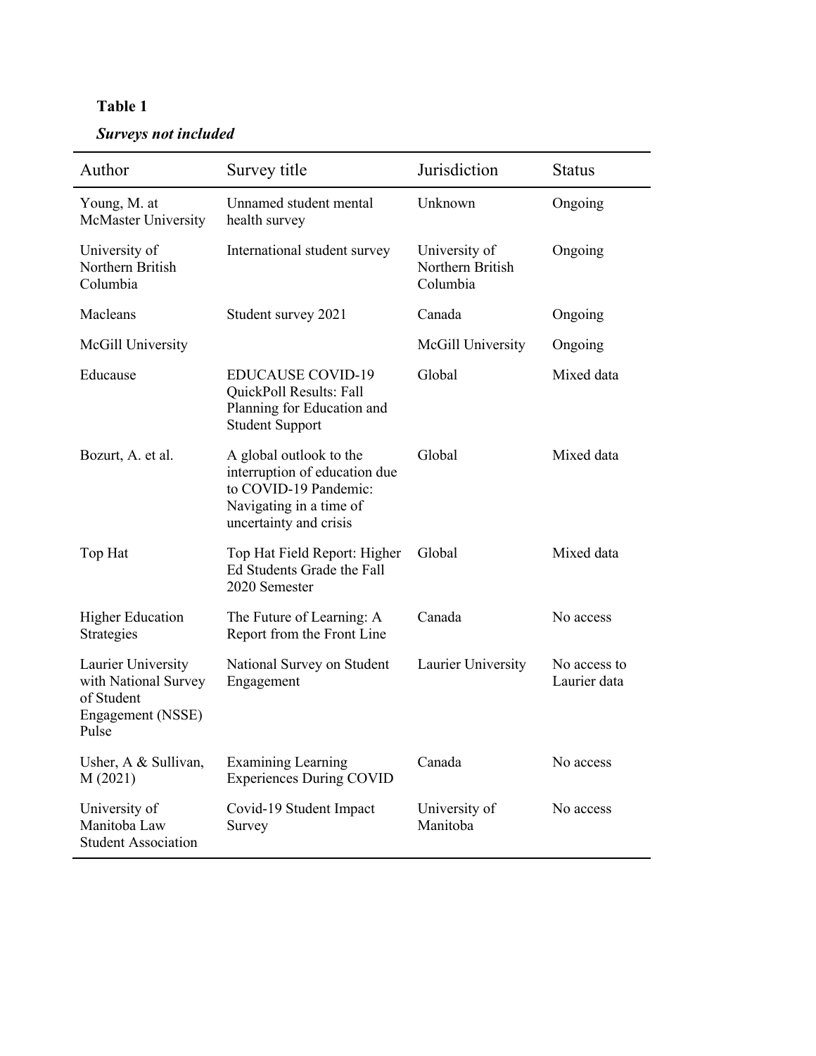**Table 1**

***Surveys not included***

| Author | Survey title | Jurisdiction | Status |
|---|---|---|---|
| Young, M. at McMaster University | Unnamed student mental health survey | Unknown | Ongoing |
| University of Northern British Columbia | International student survey | University of Northern British Columbia | Ongoing |
| Macleans | Student survey 2021 | Canada | Ongoing |
| McGill University | | McGill University | Ongoing |
| Educause | EDUCAUSE COVID-19 QuickPoll Results: Fall Planning for Education and Student Support | Global | Mixed data |
| Bozurt, A. et al. | A global outlook to the interruption of education due to COVID-19 Pandemic: Navigating in a time of uncertainty and crisis | Global | Mixed data |
| Top Hat | Top Hat Field Report: Higher Ed Students Grade the Fall 2020 Semester | Global | Mixed data |
| Higher Education Strategies | The Future of Learning: A Report from the Front Line | Canada | No access |
| Laurier University with National Survey of Student Engagement (NSSE) Pulse | National Survey on Student Engagement | Laurier University | No access to Laurier data |
| Usher, A & Sullivan, M (2021) | Examining Learning Experiences During COVID | Canada | No access |
| University of Manitoba Law Student Association | Covid-19 Student Impact Survey | University of Manitoba | No access |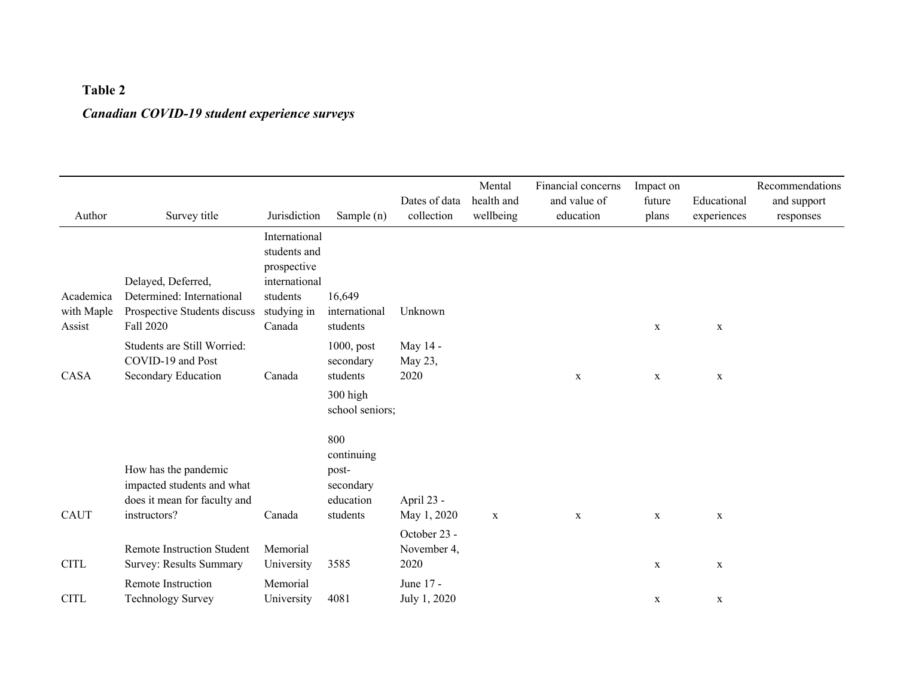**Table 2**

***Canadian COVID-19 student experience surveys***

| Author | Survey title | Jurisdiction | Sample (n) | Dates of data collection | Mental health and wellbeing | Financial concerns and value of education | Impact on future plans | Educational experiences | Recommendations and support responses |
|---|---|---|---|---|---|---|---|---|---|
| Academica with Maple Assist | Delayed, Deferred, Determined: International Prospective Students discuss Fall 2020 | International students and prospective international students studying in Canada | 16,649 international students | Unknown | | | x | x | |
| CASA | Students are Still Worried: COVID-19 and Post Secondary Education | Canada | 1000, post secondary students | May 14 - May 23, 2020 | | x | x | x | |
| CAUT | How has the pandemic impacted students and what does it mean for faculty and instructors? | Canada | 300 high school seniors; 800 continuing post-secondary education students | April 23 - May 1, 2020 | x | x | x | x | |
| CITL | Remote Instruction Student Survey: Results Summary | Memorial University | 3585 | October 23 - November 4, 2020 | | | x | x | |
| CITL | Remote Instruction Technology Survey | Memorial University | 4081 | June 17 - July 1, 2020 | | | x | x | |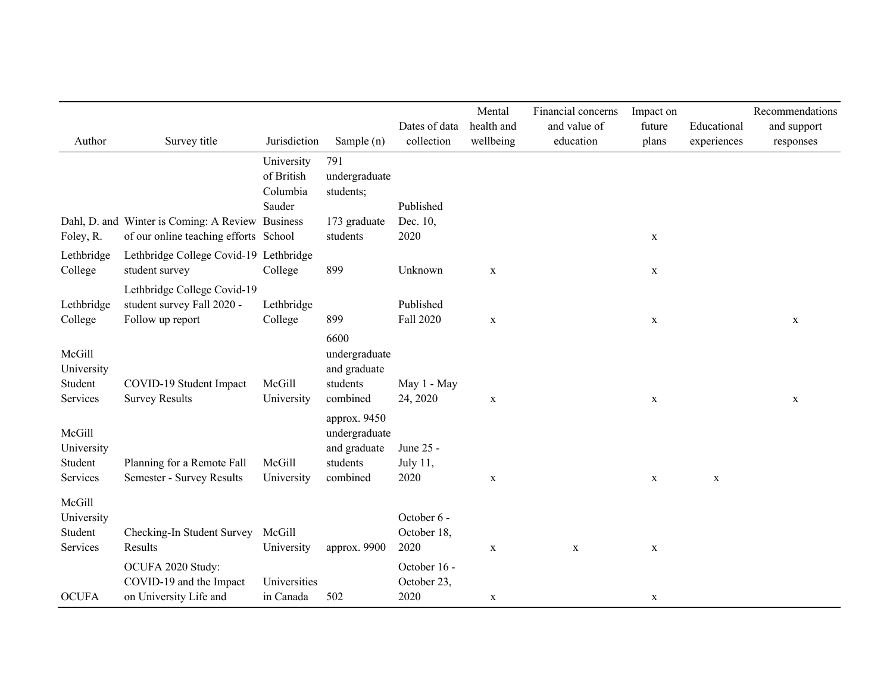| Author | Survey title | Jurisdiction | Sample (n) | Dates of data collection | Mental health and wellbeing | Financial concerns and value of education | Impact on future plans | Educational experiences | Recommendations and support responses |
|---|---|---|---|---|---|---|---|---|---|
| Dahl, D. and Foley, R. | Winter is Coming: A Review of our online teaching efforts | University of British Columbia Sauder Business School | 791 undergraduate students; 173 graduate students | Published Dec. 10, 2020 | | | x | | |
| Lethbridge College | Lethbridge College Covid-19 student survey | Lethbridge College | 899 | Unknown | x | | x | | |
| Lethbridge College | Lethbridge College Covid-19 student survey Fall 2020 - Follow up report | Lethbridge College | 899 | Published Fall 2020 | x | | x | | x |
| McGill University Student Services | COVID-19 Student Impact Survey Results | McGill University | 6600 undergraduate and graduate students combined | May 1 - May 24, 2020 | x | | x | | x |
| McGill University Student Services | Planning for a Remote Fall Semester - Survey Results | McGill University | approx. 9450 undergraduate and graduate students combined | June 25 - July 11, 2020 | x | | x | x | |
| McGill University Student Services | Checking-In Student Survey Results | McGill University | approx. 9900 | October 6 - October 18, 2020 | x | x | x | | |
| OCUFA | OCUFA 2020 Study: COVID-19 and the Impact on University Life and | Universities in Canada | 502 | October 16 - October 23, 2020 | x | | x | | |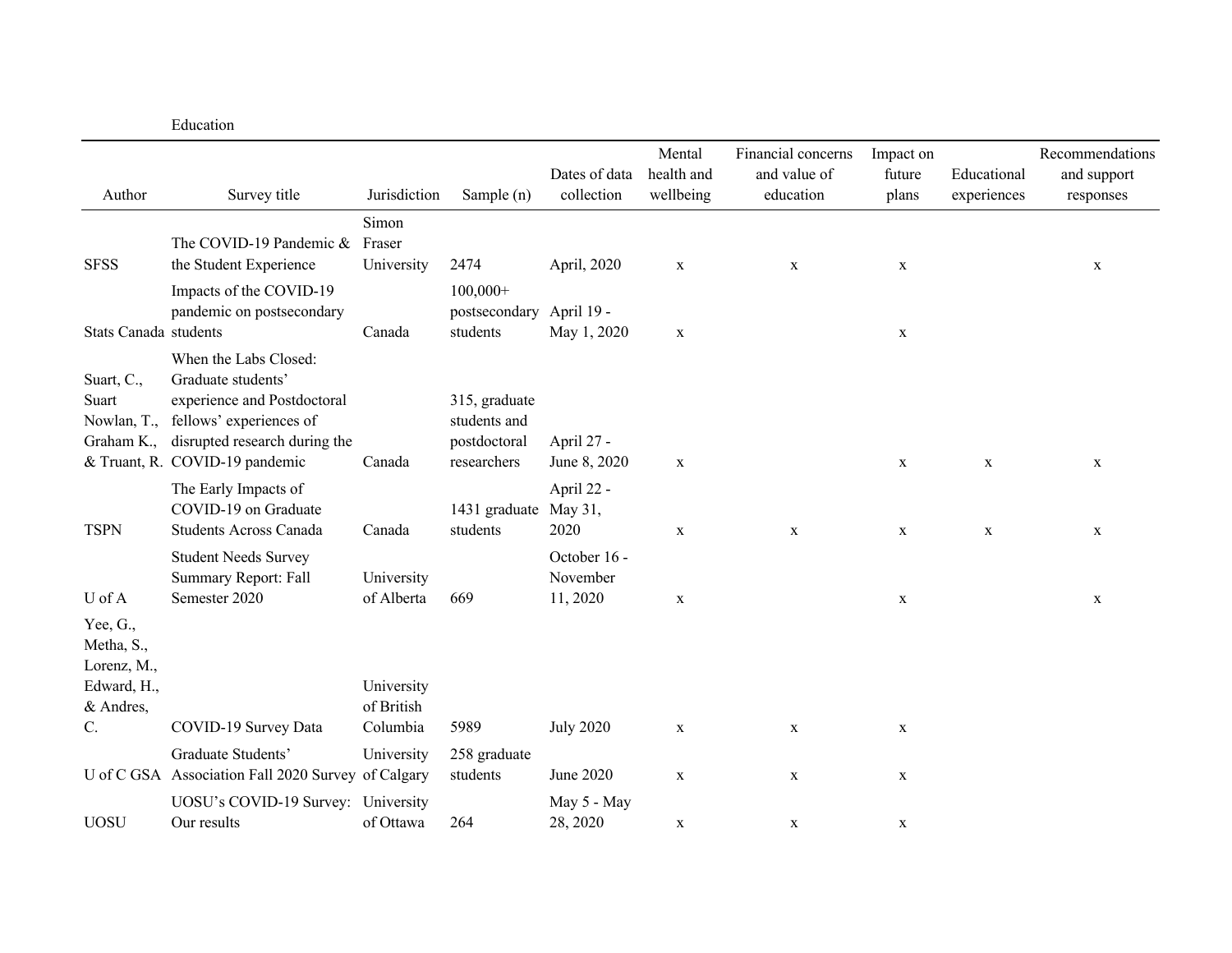Education

| Author | Survey title | Jurisdiction | Sample (n) | Dates of data collection | Mental health and wellbeing | Financial concerns and value of education | Impact on future plans | Educational experiences | Recommendations and support responses |
|---|---|---|---|---|---|---|---|---|---|
| SFSS | The COVID-19 Pandemic & the Student Experience | Simon Fraser University | 2474 | April, 2020 | x | x | x | | x |
| Stats Canada | Impacts of the COVID-19 pandemic on postsecondary students | Canada | 100,000+ postsecondary students | April 19 - May 1, 2020 | x | | x | | |
| Suart, C., Suart Nowlan, T., Graham K., & Truant, R. | When the Labs Closed: Graduate students' experience and Postdoctoral fellows' experiences of disrupted research during the COVID-19 pandemic | Canada | 315, graduate students and postdoctoral researchers | April 27 - June 8, 2020 | x | | x | x | x |
| TSPN | The Early Impacts of COVID-19 on Graduate Students Across Canada | Canada | 1431 graduate students | April 22 - May 31, 2020 | x | x | x | x | x |
| U of A | Student Needs Survey Summary Report: Fall Semester 2020 | University of Alberta | 669 | October 16 - November 11, 2020 | x | | x | | x |
| Yee, G., Metha, S., Lorenz, M., Edward, H., & Andres, C. | COVID-19 Survey Data | University of British Columbia | 5989 | July 2020 | x | x | x | | |
| U of C GSA | Graduate Students' Association Fall 2020 Survey | University of Calgary | 258 graduate students | June 2020 | x | x | x | | |
| UOSU | UOSU's COVID-19 Survey: Our results | University of Ottawa | 264 | May 5 - May 28, 2020 | x | x | x | | |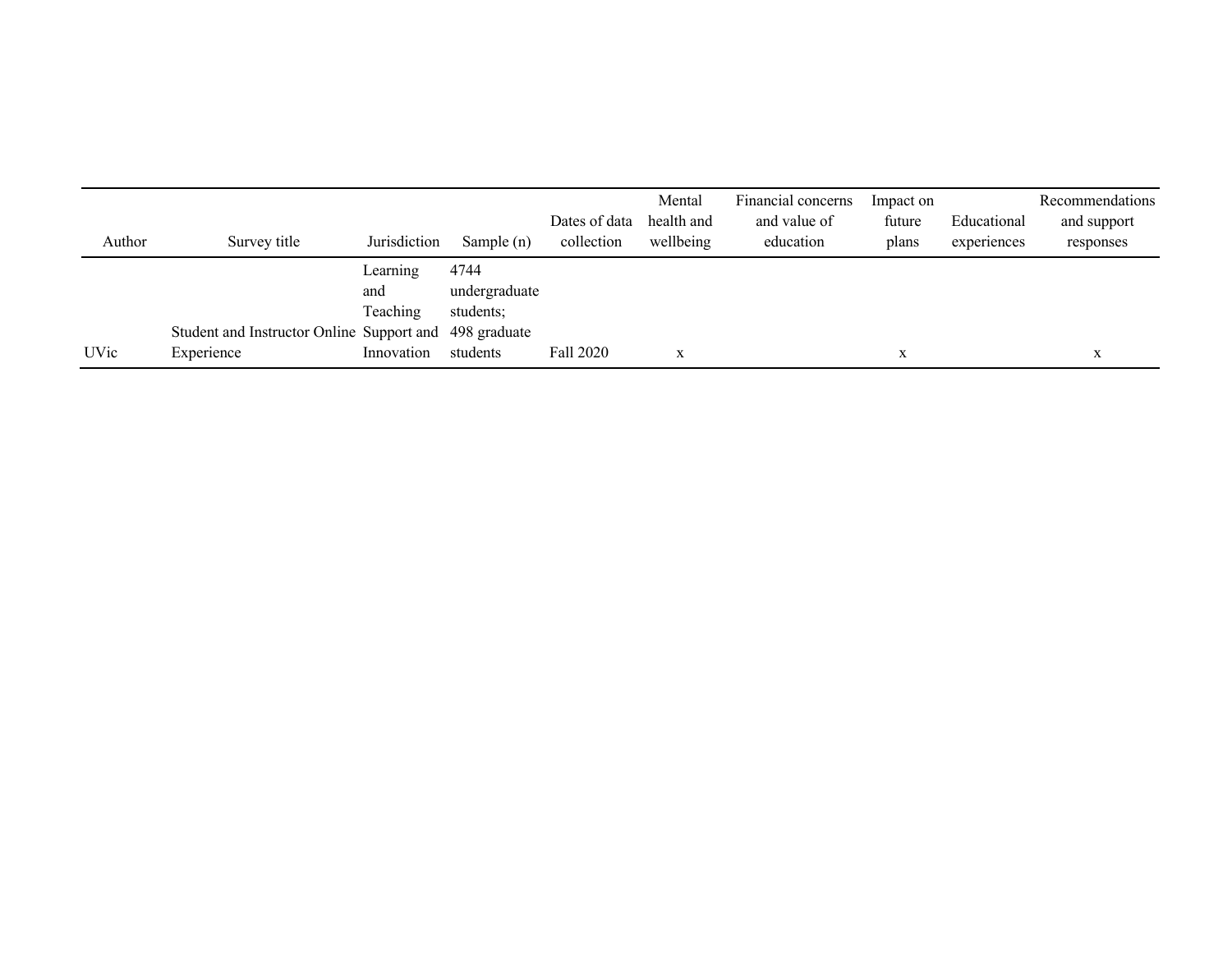| Author | Survey title | Jurisdiction | Sample (n) | Dates of data collection | Mental health and wellbeing | Financial concerns and value of education | Impact on future plans | Educational experiences | Recommendations and support responses |
|---|---|---|---|---|---|---|---|---|---|
| UVic | Student and Instructor Online Experience | Learning and Teaching Support and Innovation | 4744 undergraduate students; 498 graduate students | Fall 2020 | x | | x | | x |